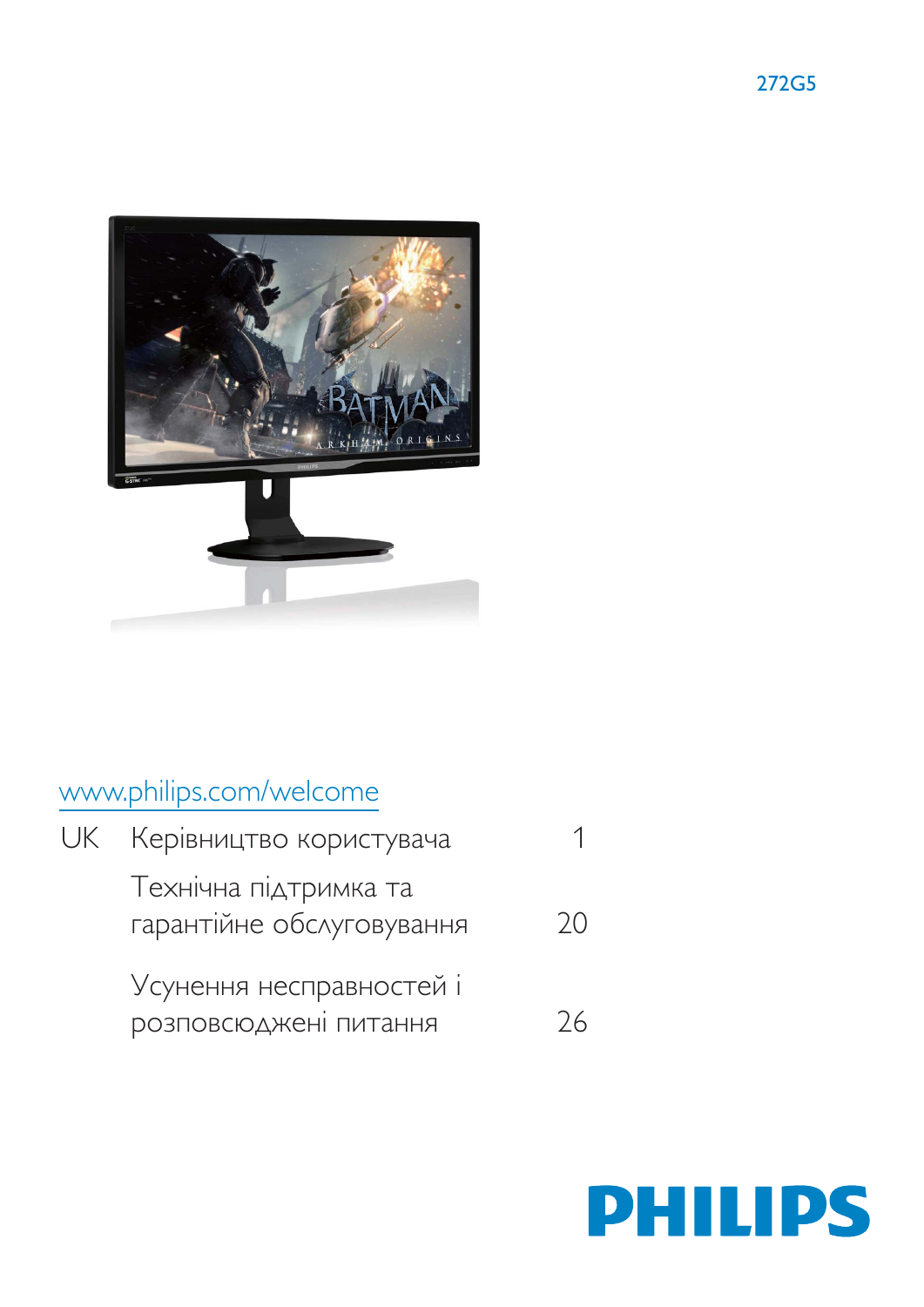272G5

www.philips.com/welcome

| | | |
|---|---|---|
| UK | Керівництво користувача | 1 |
| | Технічна підтримка та гарантійне обслуговування | 20 |
| | Усунення несправностей і розповсюджені питання | 26 |

PHILIPS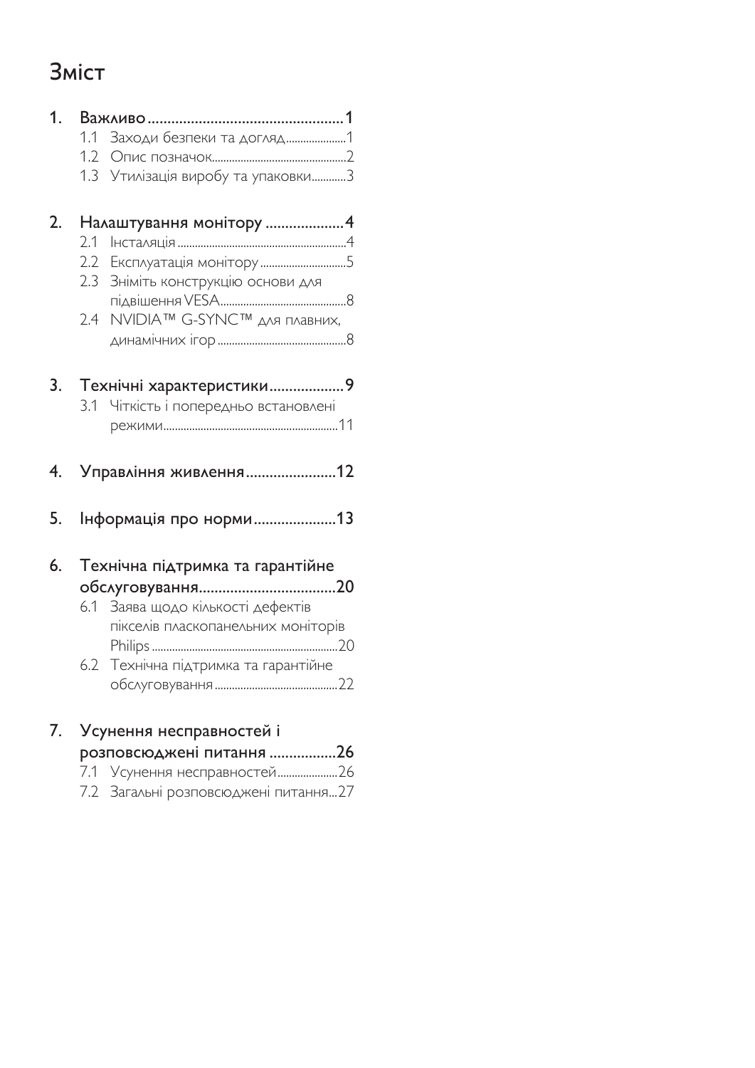# Зміст

1. Важливо....................................................1
   - 1.1 Заходи безпеки та догляд......................1
   - 1.2 Опис позначок................................................2
   - 1.3 Утилізація виробу та упаковки............3

2. Налаштування монітору ....................4
   - 2.1 Інсталяція............................................................4
   - 2.2 Експлуатація монітору..............................5
   - 2.3 Зніміть конструкцію основи для підвішення VESA............................................8
   - 2.4 NVIDIA™ G-SYNC™ для плавних, динамічних ігор.............................................8

3. Технічні характеристики...................9
   - 3.1 Чіткість і попередньо встановлені режими..............................................................11

4. Управління живлення.......................12

5. Інформація про норми.....................13

6. Технічна підтримка та гарантійне обслуговування...................................20
   - 6.1 Заява щодо кількості дефектів пікселів плаcкопанельних моніторів Philips..................................................................20
   - 6.2 Технічна підтримка та гарантійне обслуговування...........................................22

7. Усунення несправностей і розповсюджені питання .................26
   - 7.1 Усунення несправностей......................26
   - 7.2 Загальні розповсюджені питання...27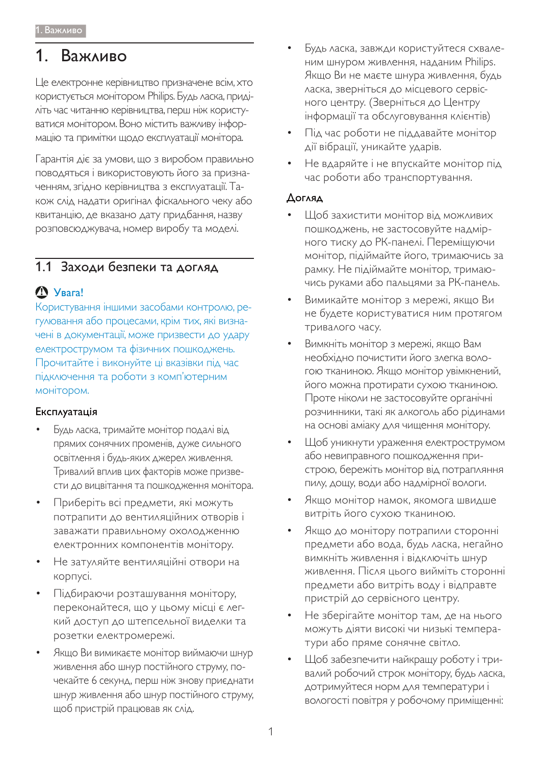# 1. Важливо

Це електронне керівництво призначене всім, хто користується монітором Philips. Будь ласка, приділіть час читанню керівництва, перш ніж користуватися монітором. Воно містить важливу інформацію та примітки щодо експлуатації монітора.

Гарантія діє за умови, що з виробом правильно поводяться і використовують його за призначенням, згідно керівництва з експлуатації. Також слід надати оригінал фіскального чеку або квитанцію, де вказано дату придбання, назву розповсюджувача, номер виробу та моделі.

## 1.1 Заходи безпеки та догляд

**Увага!**

Користування іншими засобами контролю, регулювання або процесами, крім тих, які визначені в документації, може призвести до удару електрострумом та фізичних пошкоджень. Прочитайте і виконуйте ці вказівки під час підключення та роботи з комп'ютерним монітором.

### Експлуатація

- Будь ласка, тримайте монітор подалі від прямих сонячних променів, дуже сильного освітлення і будь-яких джерел живлення. Тривалий вплив цих факторів може призвести до вицвітання та пошкодження монітора.
- Приберіть всі предмети, які можуть потрапити до вентиляційних отворів і заважати правильному охолодженню електронних компонентів монітору.
- Не затуляйте вентиляційні отвори на корпусі.
- Підбираючи розташування монітору, переконайтеся, що у цьому місці є легкий доступ до штепсельної виделки та розетки електромережі.
- Якщо Ви вимикаєте монітор виймаючи шнур живлення або шнур постійного струму, почекайте 6 секунд, перш ніж знову приєднати шнур живлення або шнур постійного струму, щоб пристрій працював як слід.
- Будь ласка, завжди користуйтеся схваленим шнуром живлення, наданим Philips. Якщо Ви не маєте шнура живлення, будь ласка, зверніться до місцевого сервісного центру. (Зверніться до Центру інформації та обслуговування клієнтів)
- Під час роботи не піддавайте монітор дії вібрації, уникайте ударів.
- Не вдаряйте і не впускайте монітор під час роботи або транспортування.

### Догляд

- Щоб захистити монітор від можливих пошкоджень, не застосовуйте надмірного тиску до РК-панелі. Переміщуючи монітор, підіймайте його, тримаючись за рамку. Не підіймайте монітор, тримаючись руками або пальцями за РК-панель.
- Вимикайте монітор з мережі, якщо Ви не будете користуватися ним протягом тривалого часу.
- Вимкніть монітор з мережі, якщо Вам необхідно почистити його злегка вологою тканиною. Якщо монітор увімкнений, його можна протирати сухою тканиною. Проте ніколи не застосовуйте органічні розчинники, такі як алкоголь або рідинами на основі аміаку для чищення монітору.
- Щоб уникнути ураження електрострумом або невиправного пошкодження пристрою, бережіть монітор від потрапляння пилу, дощу, води або надмірної вологи.
- Якщо монітор намок, якомога швидше витріть його сухою тканиною.
- Якщо до монітору потрапили сторонні предмети або вода, будь ласка, негайно вимкніть живлення і відключіть шнур живлення. Після цього вийміть сторонні предмети або витріть воду і відправте пристрій до сервісного центру.
- Не зберігайте монітор там, де на нього можуть діяти високі чи низькі температури або пряме сонячне світло.
- Щоб забезпечити найкращу роботу і тривалий робочий строк монітору, будь ласка, дотримуйтеся норм для температури і вологості повітря у робочому приміщенні: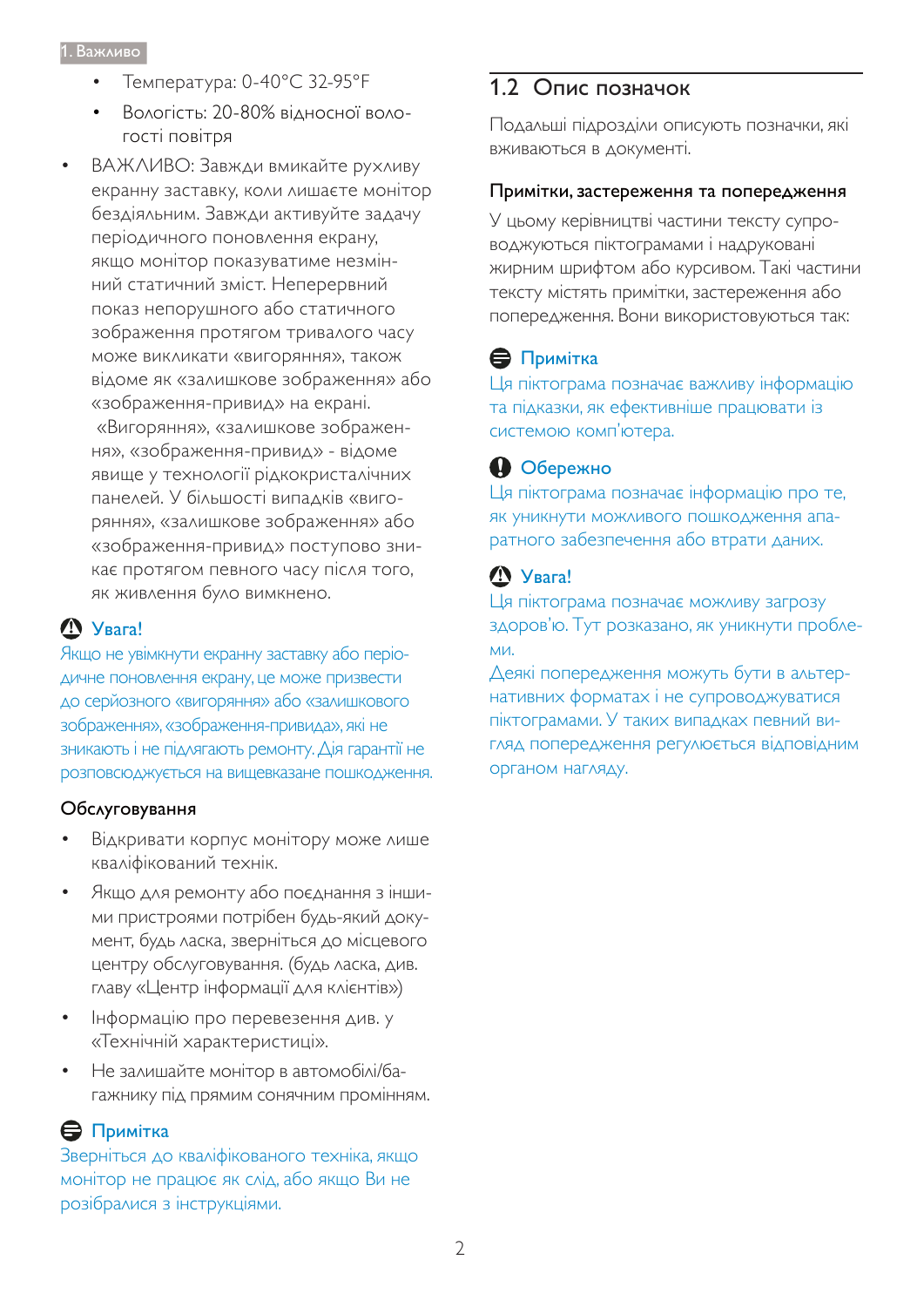- Температура: 0-40°C 32-95°F
- Вологість: 20-80% відносної вологості повітря

- ВАЖЛИВО: Завжди вмикайте рухливу екранну заставку, коли лишаєте монітор бездіяльним. Завжди активуйте задачу періодичного поновлення екрану, якщо монітор показуватиме незмінний статичний зміст. Неперервний показ непорушного або статичного зображення протягом тривалого часу може викликати «вигоряння», також відоме як «залишкове зображення» або «зображення-привид» на екрані.

  «Вигоряння», «залишкове зображення», «зображення-привид» - відоме явище у технології рідкокристалічних панелей. У більшості випадків «вигоряння», «залишкове зображення» або «зображення-привид» поступово зникає протягом певного часу після того, як живлення було вимкнено.

**Увага!**

Якщо не увімкнути екранну заставку або періодичне поновлення екрану, це може призвести до серйозного «вигоряння» або «залишкового зображення», «зображення-привида», які не зникають і не підлягають ремонту. Дія гарантії не розповсюджується на вищевказане пошкодження.

**Обслуговування**

- Відкривати корпус монітору може лише кваліфікований технік.
- Якщо для ремонту або поєднання з іншими пристроями потрібен будь-який документ, будь ласка, зверніться до місцевого центру обслуговування. (будь ласка, див. главу «Центр інформації для клієнтів»)
- Інформацію про перевезення див. у «Технічній характеристиці».
- Не залишайте монітор в автомобілі/багажнику під прямим сонячним промінням.

**Примітка**

Зверніться до кваліфікованого техніка, якщо монітор не працює як слід, або якщо Ви не розібралися з інструкціями.

## 1.2 Опис позначок

Подальші підрозділи описують позначки, які вживаються в документі.

**Примітки, застереження та попередження**

У цьому керівництві частини тексту супроводжуються піктограмами і надруковані жирним шрифтом або курсивом. Такі частини тексту містять примітки, застереження або попередження. Вони використовуються так:

**Примітка**

Ця піктограма позначає важливу інформацію та підказки, як ефективніше працювати із системою комп'ютера.

**Обережно**

Ця піктограма позначає інформацію про те, як уникнути можливого пошкодження апаратного забезпечення або втрати даних.

**Увага!**

Ця піктограма позначає можливу загрозу здоров'ю. Тут розказано, як уникнути проблеми.

Деякі попередження можуть бути в альтернативних форматах і не супроводжуватися піктограмами. У таких випадках певний вигляд попередження регулюється відповідним органом нагляду.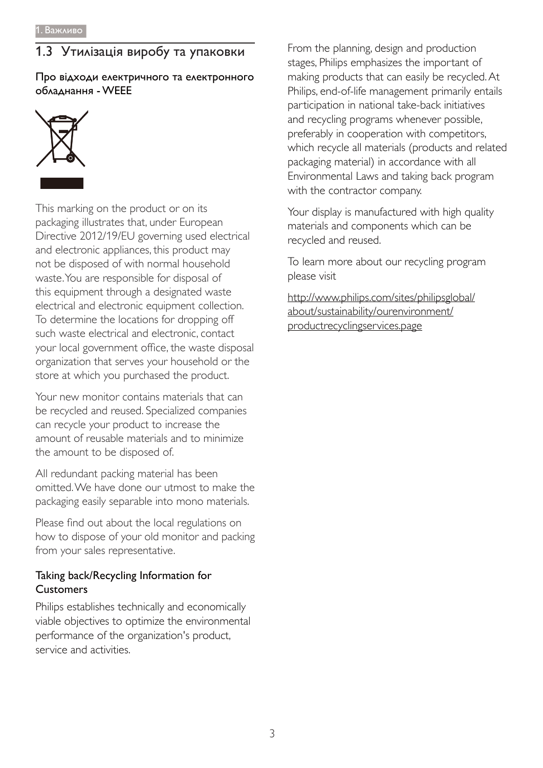## 1.3 Утилізація виробу та упаковки

### Про відходи електричного та електронного обладнання - WEEE

This marking on the product or on its packaging illustrates that, under European Directive 2012/19/EU governing used electrical and electronic appliances, this product may not be disposed of with normal household waste. You are responsible for disposal of this equipment through a designated waste electrical and electronic equipment collection. To determine the locations for dropping off such waste electrical and electronic, contact your local government office, the waste disposal organization that serves your household or the store at which you purchased the product.

Your new monitor contains materials that can be recycled and reused. Specialized companies can recycle your product to increase the amount of reusable materials and to minimize the amount to be disposed of.

All redundant packing material has been omitted. We have done our utmost to make the packaging easily separable into mono materials.

Please find out about the local regulations on how to dispose of your old monitor and packing from your sales representative.

### Taking back/Recycling Information for Customers

Philips establishes technically and economically viable objectives to optimize the environmental performance of the organization's product, service and activities.

From the planning, design and production stages, Philips emphasizes the important of making products that can easily be recycled. At Philips, end-of-life management primarily entails participation in national take-back initiatives and recycling programs whenever possible, preferably in cooperation with competitors, which recycle all materials (products and related packaging material) in accordance with all Environmental Laws and taking back program with the contractor company.

Your display is manufactured with high quality materials and components which can be recycled and reused.

To learn more about our recycling program please visit

http://www.philips.com/sites/philipsglobal/about/sustainability/ourenvironment/productrecyclingservices.page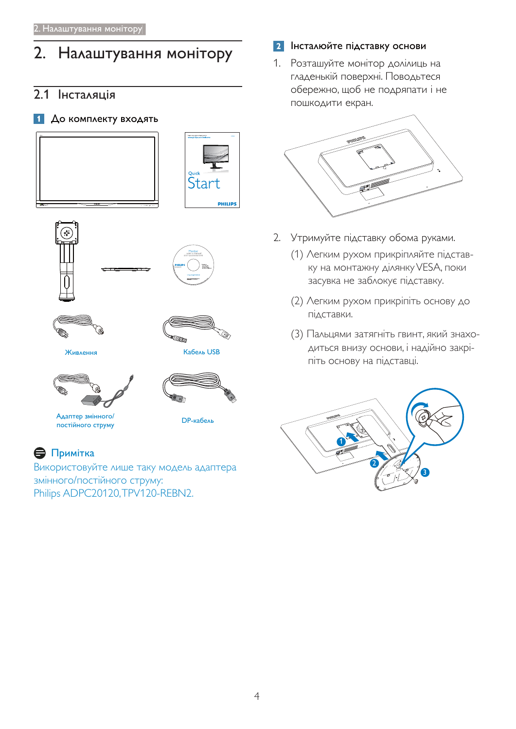# 2. Налаштування монітору

## 2.1 Інсталяція

### 1 До комплекту входять

Quick Start

Живлення

Кабель USB

Адаптер змінного/постійного струму

DP-кабель

**Примітка**

Використовуйте лише таку модель адаптера змінного/постійного струму:
Philips ADPC20120, TPV120-REBN2.

### 2 Інсталюйте підставку основи

1. Розташуйте монітор долілиць на гладенькій поверхні. Поводьтеся обережно, щоб не подряпати і не пошкодити екран.

2. Утримуйте підставку обома руками.

   (1) Легким рухом прикріпляйте підставку на монтажну ділянку VESA, поки засувка не заблокує підставку.

   (2) Легким рухом прикріпіть основу до підставки.

   (3) Пальцями затягніть гвинт, який знаходиться внизу основи, і надійно закріпіть основу на підставці.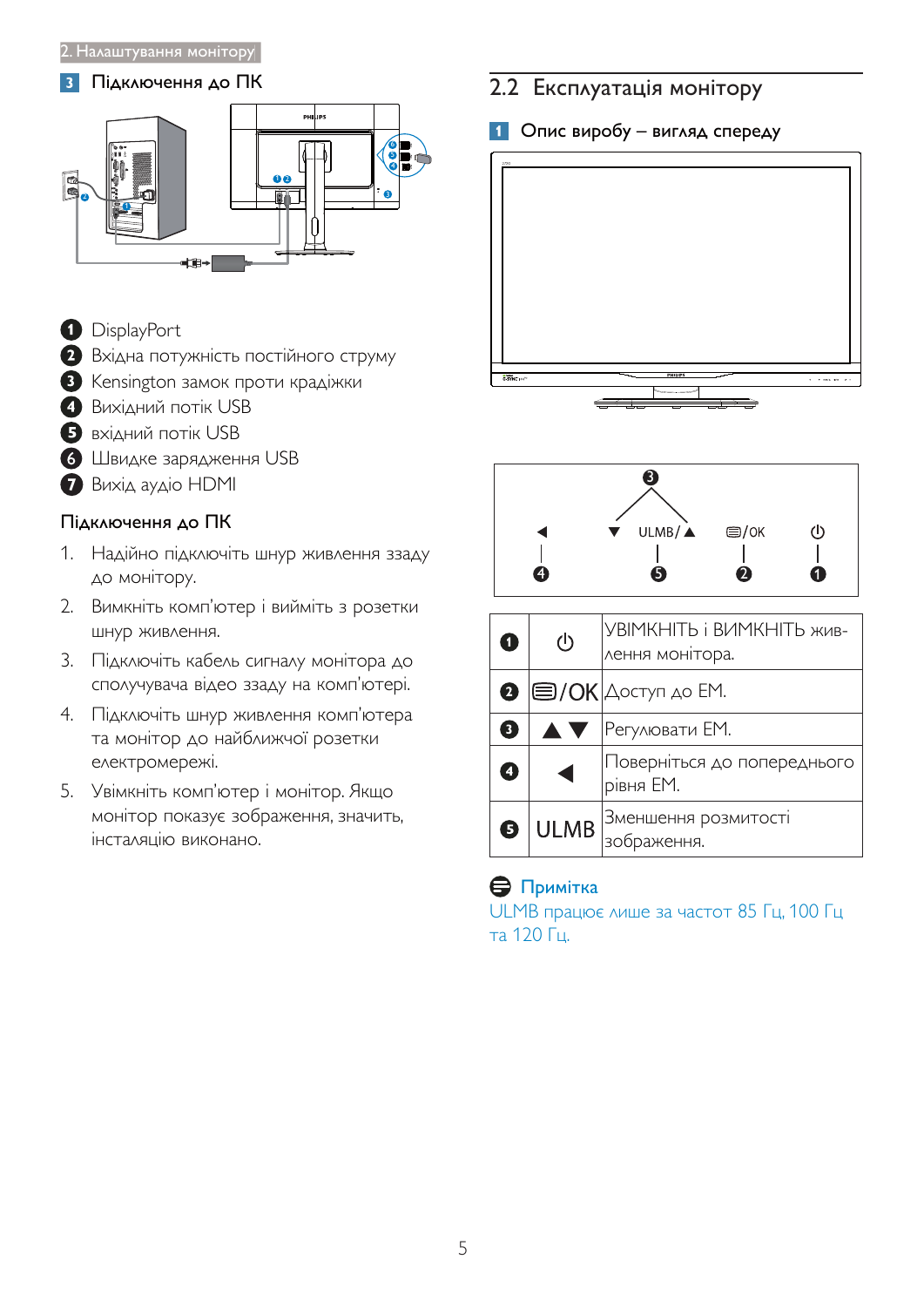### 3 Підключення до ПК

1. DisplayPort
2. Вхідна потужність постійного струму
3. Kensington замок проти крадіжки
4. Вихідний потік USB
5. вхідний потік USB
6. Швидке заряджання USB
7. Вихід аудіо HDMI

**Підключення до ПК**

1. Надійно підключіть шнур живлення ззаду до монітору.
2. Вимкніть комп'ютер і вийміть з розетки шнур живлення.
3. Підключіть кабель сигналу монітора до сполучувача відео ззаду на комп'ютері.
4. Підключіть шнур живлення комп'ютера та монітор до найближчої розетки електромережі.
5. Увімкніть комп'ютер і монітор. Якщо монітор показує зображення, значить, інсталяцію виконано.

## 2.2 Експлуатація монітору

### 1 Опис виробу – вигляд спереду

| | | |
|---|---|---|
| 1 | ⏻ | УВІМКНІТЬ і ВИМКНІТЬ живлення монітора. |
| 2 | ▤/OK | Доступ до ЕМ. |
| 3 | ▲▼ | Регулювати ЕМ. |
| 4 | ◀ | Поверніться до попереднього рівня ЕМ. |
| 5 | ULMB | Зменшення розмитості зображення. |

**Примітка**

ULMB працює лише за частот 85 Гц, 100 Гц та 120 Гц.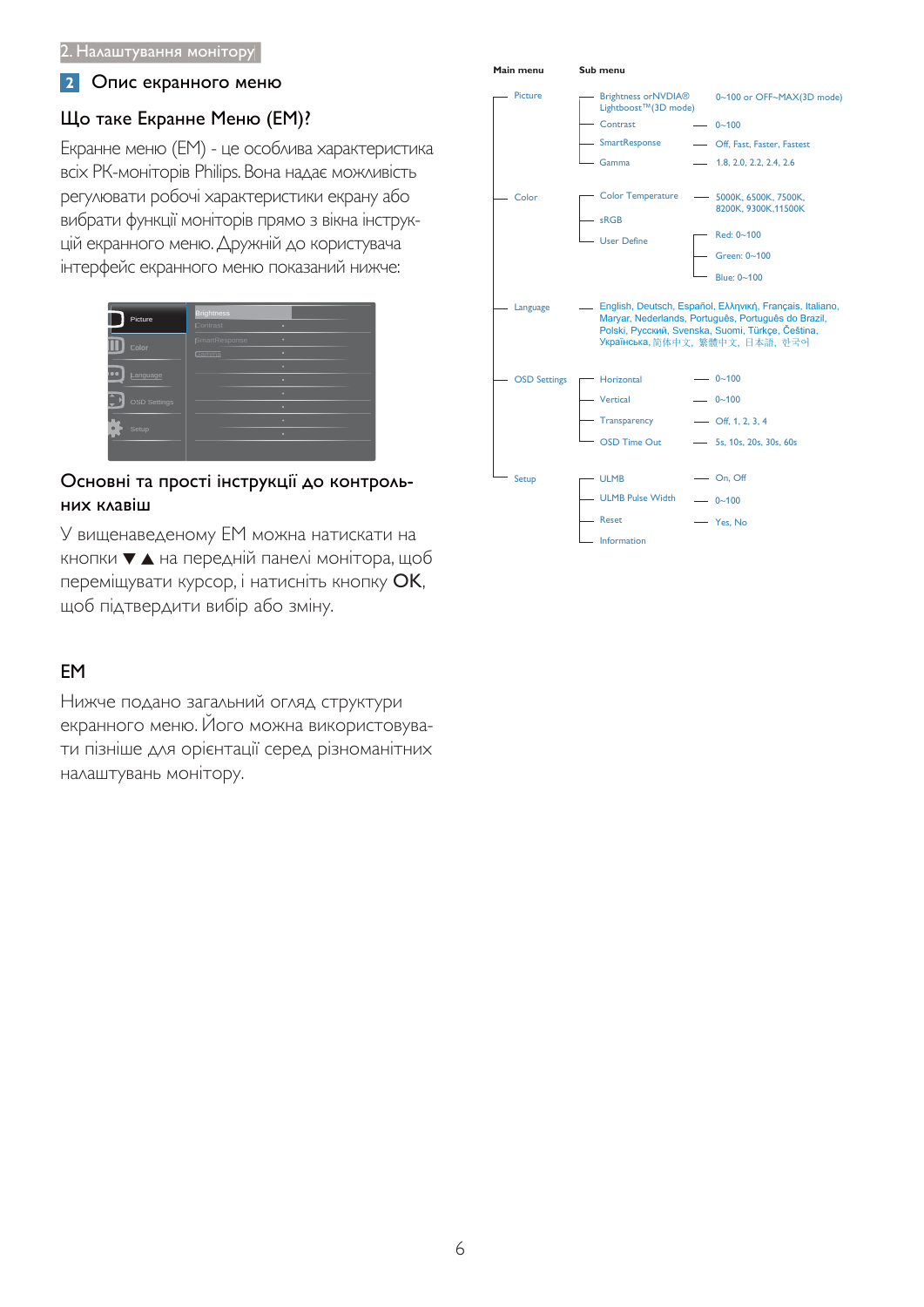## 2 Опис екранного меню

### Що таке Екранне Меню (ЕМ)?

Екранне меню (ЕМ) - це особлива характеристика всіх РК-моніторів Philips. Вона надає можливість регулювати робочі характеристики екрану або вибрати функції моніторів прямо з вікна інструкцій екранного меню. Дружній до користувача інтерфейс екранного меню показаний нижче:

Picture | Brightness
Color | Contrast
Language | SmartResponse
OSD Settings | Gamma
Setup |

### Основні та прості інструкції до контрольних клавіш

У вищенаведеному ЕМ можна натискати на кнопки ▼ ▲ на передній панелі монітора, щоб переміщувати курсор, і натисніть кнопку **OK**, щоб підтвердити вибір або зміну.

### ЕМ

Нижче подано загальний огляд структури екранного меню. Його можна використовувати пізніше для орієнтації серед різноманітних налаштувань монітору.

| Main menu | Sub menu | |
|---|---|---|
| Picture | Brightness orNVIDIA® Lightboost™(3D mode) | 0~100 or OFF~MAX(3D mode) |
| | Contrast | 0~100 |
| | SmartResponse | Off, Fast, Faster, Fastest |
| | Gamma | 1.8, 2.0, 2.2, 2.4, 2.6 |
| Color | Color Temperature | 5000K, 6500K, 7500K, 8200K, 9300K,11500K |
| | sRGB | |
| | User Define | Red: 0~100 |
| | | Green: 0~100 |
| | | Blue: 0~100 |
| Language | English, Deutsch, Español, Ελληνική, Français, Italiano, Maryar, Nederlands, Português, Português do Brazil, Polski, Русский, Svenska, Suomi, Türkçe, Čeština, Українська, 简体中文, 繁體中文, 日本語, 한국어 | |
| OSD Settings | Horizontal | 0~100 |
| | Vertical | 0~100 |
| | Transparency | Off, 1, 2, 3, 4 |
| | OSD Time Out | 5s, 10s, 20s, 30s, 60s |
| Setup | ULMB | On, Off |
| | ULMB Pulse Width | 0~100 |
| | Reset | Yes, No |
| | Information | |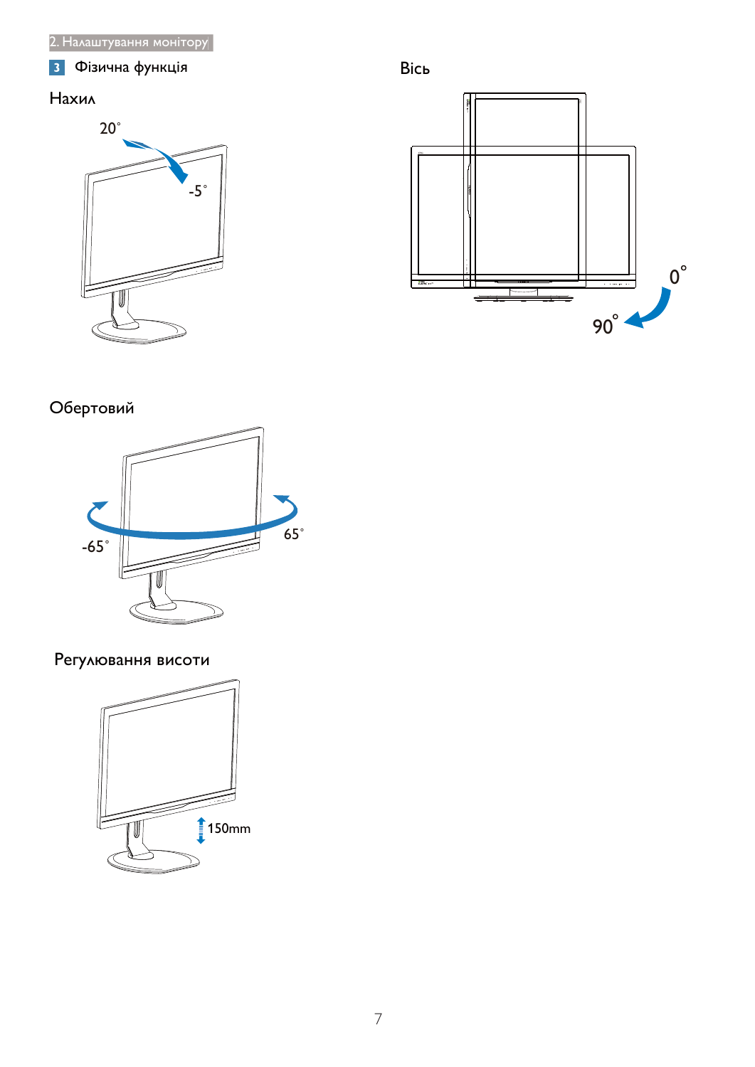## 3 Фізична функція

### Нахил

20˚

-5˚

### Обертовий

-65˚

65˚

### Регулювання висоти

150mm

### Вісь

0˚

90˚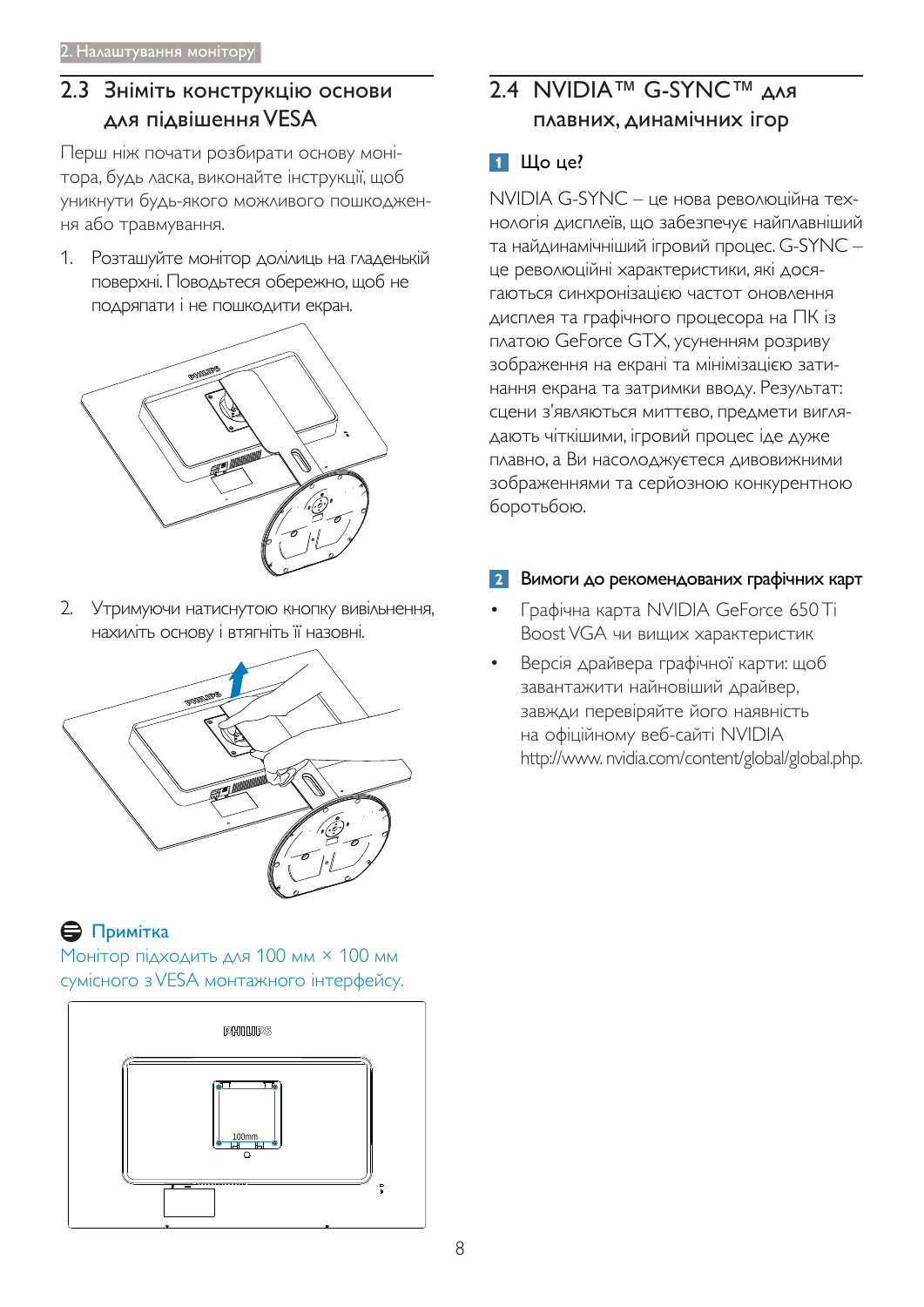## 2.3 Зніміть конструкцію основи для підвішення VESA

Перш ніж почати розбирати основу монітора, будь ласка, виконайте інструкції, щоб уникнути будь-якого можливого пошкодження або травмування.

1. Розташуйте монітор долілиць на гладенькій поверхні. Поводьтеся обережно, щоб не подряпати і не пошкодити екран.

2. Утримуючи натиснутою кнопку вивільнення, нахиліть основу і втягніть її назовні.

**Примітка**

Монітор підходить для 100 мм × 100 мм сумісного з VESA монтажного інтерфейсу.

## 2.4 NVIDIA™ G-SYNC™ для плавних, динамічних ігор

### 1 Що це?

NVIDIA G-SYNC – це нова революційна технологія дисплеїв, що забезпечує найплавніший та найдинамічніший ігровий процес. G-SYNC – це революційні характеристики, які досягаються синхронізацією частот оновлення дисплея та графічного процесора на ПК із платою GeForce GTX, усуненням розриву зображення на екрані та мінімізацією затинання екрана та затримки вводу. Результат: сцени з'являються миттєво, предмети виглядають чіткішими, ігровий процес іде дуже плавно, а Ви насолоджуєтеся дивовижними зображеннями та серйозною конкурентною боротьбою.

### 2 Вимоги до рекомендованих графічних карт

- Графічна карта NVIDIA GeForce 650 Ti Boost VGA чи вищих характеристик
- Версія драйвера графічної карти: щоб завантажити найновіший драйвер, завжди перевіряйте його наявність на офіційному веб-сайті NVIDIA http://www.nvidia.com/content/global/global.php.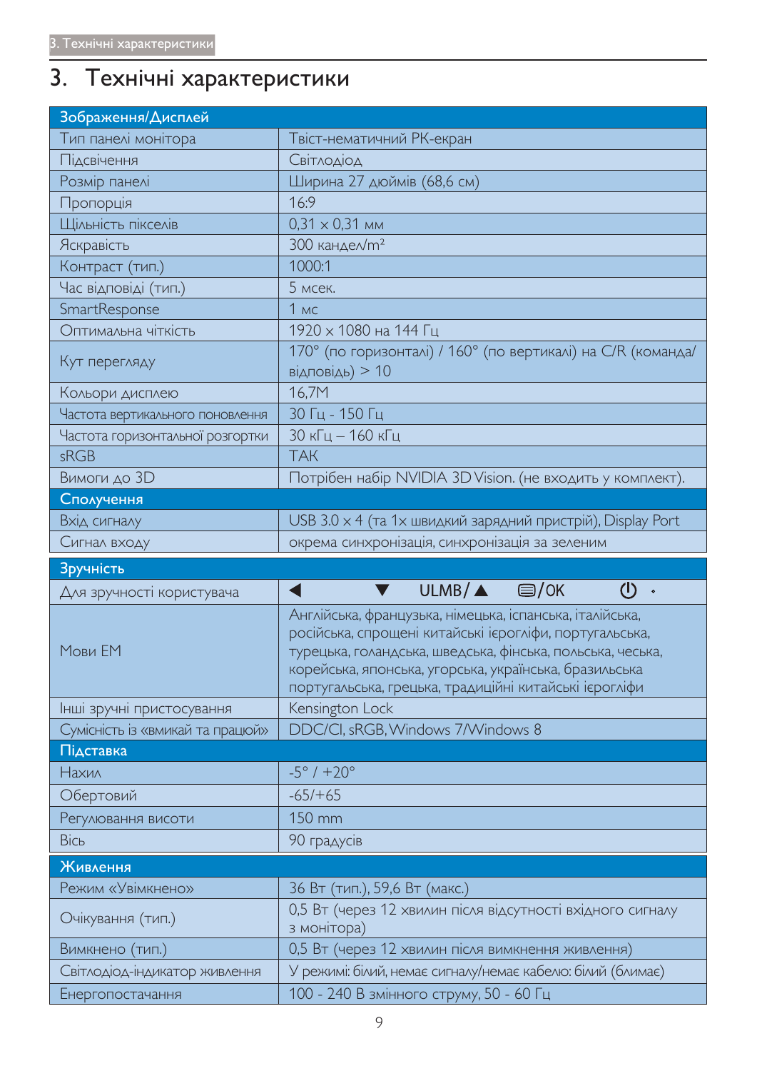# 3. Технічні характеристики

| Зображення/Дисплей | |
|---|---|
| Тип панелі монітора | Твіст-нематичний РК-екран |
| Підсвічення | Світлодіод |
| Розмір панелі | Ширина 27 дюймів (68,6 см) |
| Пропорція | 16:9 |
| Щільність пікселів | 0,31 x 0,31 мм |
| Яскравість | 300 кандел/m² |
| Контраст (тип.) | 1000:1 |
| Час відповіді (тип.) | 5 мсек. |
| SmartResponse | 1 мс |
| Оптимальна чіткість | 1920 x 1080 на 144 Гц |
| Кут перегляду | 170° (по горизонталі) / 160° (по вертикалі) на C/R (команда/відповідь) > 10 |
| Кольори дисплею | 16,7M |
| Частота вертикального поновлення | 30 Гц - 150 Гц |
| Частота горизонтальної розгортки | 30 кГц – 160 кГц |
| sRGB | ТАК |
| Вимоги до 3D | Потрібен набір NVIDIA 3D Vision. (не входить у комплект). |
| **Сполучення** | |
| Вхід сигналу | USB 3.0 x 4 (та 1x швидкий зарядний пристрій), Display Port |
| Сигнал входу | окрема синхронізація, синхронізація за зеленим |
| **Зручність** | |
| Для зручності користувача | ◀ ▼ ULMB/▲ ▤/OK ⏻ • |
| Мови ЕМ | Англійська, французька, німецька, іспанська, італійська, російська, спрощені китайські ієрогліфи, португальська, турецька, голандська, шведська, фінська, польська, чеська, корейська, японська, угорська, українська, бразильська португальська, грецька, традиційні китайські ієрогліфи |
| Інші зручні пристосування | Kensington Lock |
| Сумісність із «вмикай та працюй» | DDC/CI, sRGB, Windows 7/Windows 8 |
| **Підставка** | |
| Нахил | -5° / +20° |
| Обертовий | -65/+65 |
| Регулювання висоти | 150 mm |
| Вісь | 90 градусів |
| **Живлення** | |
| Режим «Увімкнено» | 36 Вт (тип.), 59,6 Вт (макс.) |
| Очікування (тип.) | 0,5 Вт (через 12 хвилин після відсутності вхідного сигналу з монітора) |
| Вимкнено (тип.) | 0,5 Вт (через 12 хвилин після вимкнення живлення) |
| Світлодіод-індикатор живлення | У режимі: білий, немає сигналу/немає кабелю: білий (блимає) |
| Енергопостачання | 100 - 240 В змінного струму, 50 - 60 Гц |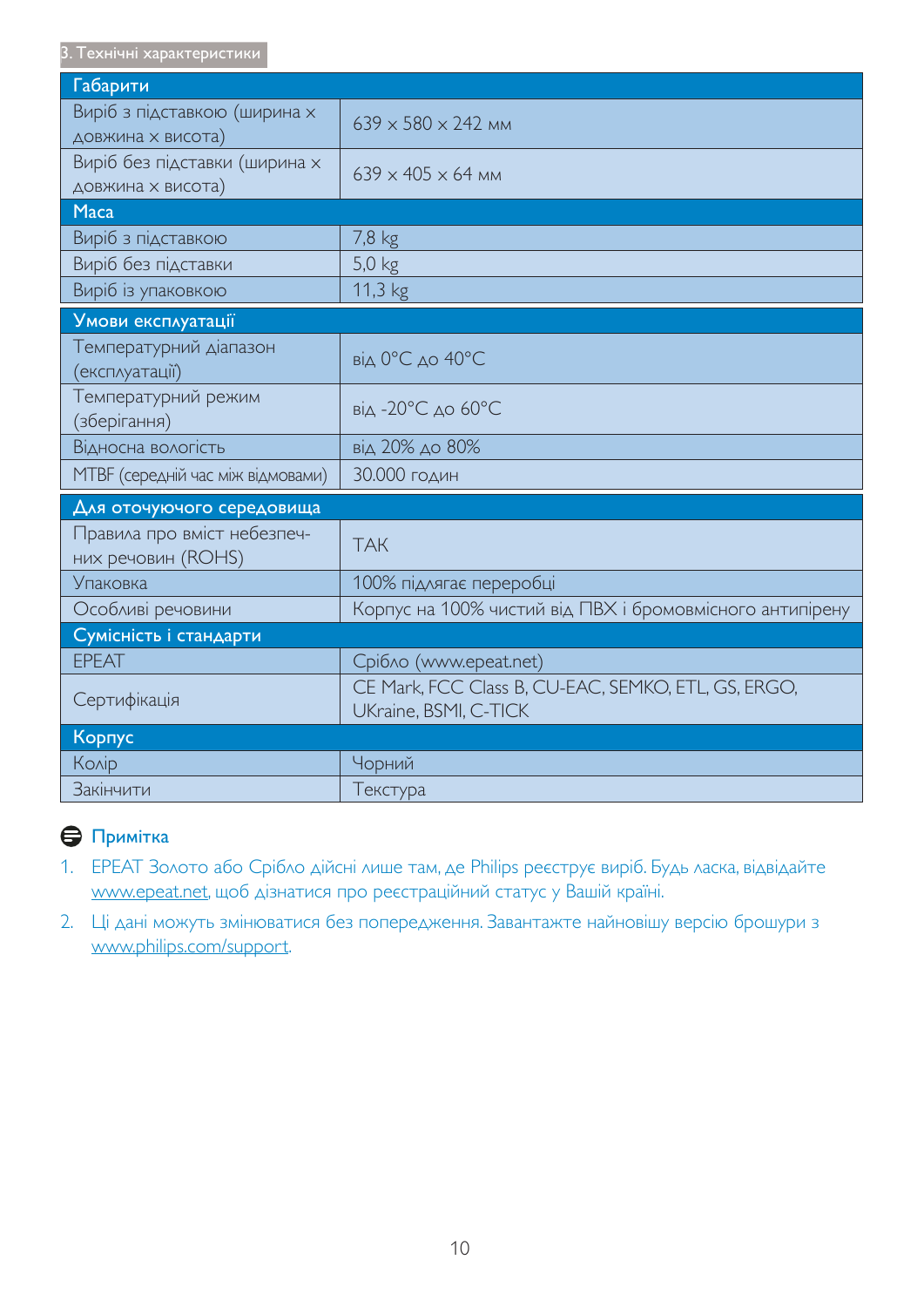| Габарити | |
|---|---|
| Виріб з підставкою (ширина x довжина x висота) | 639 x 580 x 242 мм |
| Виріб без підставки (ширина x довжина x висота) | 639 x 405 x 64 мм |
| **Маса** | |
| Виріб з підставкою | 7,8 kg |
| Виріб без підставки | 5,0 kg |
| Виріб із упаковкою | 11,3 kg |
| **Умови експлуатації** | |
| Температурний діапазон (експлуатації) | від 0°C до 40°C |
| Температурний режим (зберігання) | від -20°C до 60°C |
| Відносна вологість | від 20% до 80% |
| MTBF (середній час між відмовами) | 30.000 годин |
| **Для оточуючого середовища** | |
| Правила про вміст небезпечних речовин (ROHS) | ТАК |
| Упаковка | 100% підлягає переробці |
| Особливі речовини | Корпус на 100% чистий від ПВХ і бромовмісного антипірену |
| **Сумісність і стандарти** | |
| EPEAT | Срібло (www.epeat.net) |
| Сертифікація | CE Mark, FCC Class B, CU-EAC, SEMKO, ETL, GS, ERGO, UKraine, BSMI, C-TICK |
| **Корпус** | |
| Колір | Чорний |
| Закінчити | Текстура |

**Примітка**

1. EPEAT Золото або Срібло дійсні лише там, де Philips реєструє виріб. Будь ласка, відвідайте www.epeat.net, щоб дізнатися про реєстраційний статус у Вашій країні.
2. Ці дані можуть змінюватися без попередження. Завантажте найновішу версію брошури з www.philips.com/support.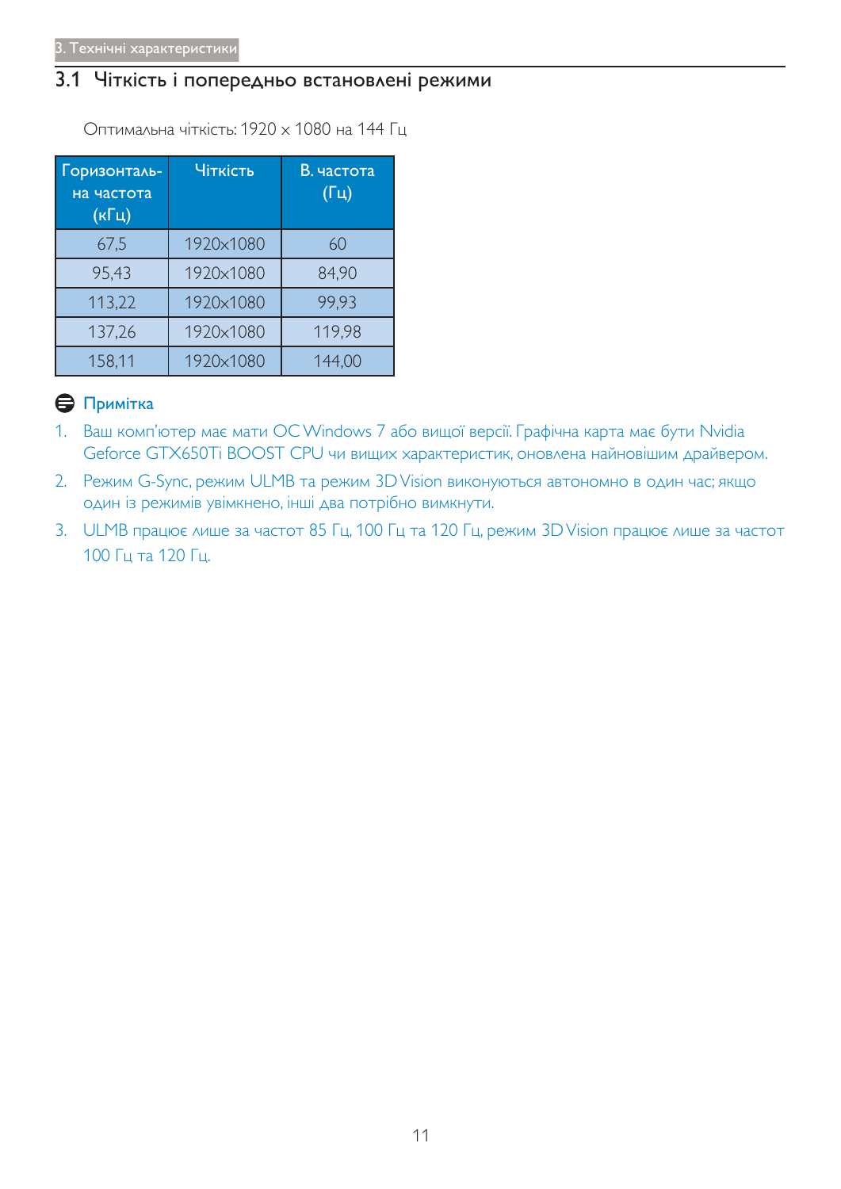## 3.1 Чіткість і попередньо встановлені режими

Оптимальна чіткість: 1920 x 1080 на 144 Гц

| Горизонталь-на частота (кГц) | Чіткість | В. частота (Гц) |
|---|---|---|
| 67,5 | 1920x1080 | 60 |
| 95,43 | 1920x1080 | 84,90 |
| 113,22 | 1920x1080 | 99,93 |
| 137,26 | 1920x1080 | 119,98 |
| 158,11 | 1920x1080 | 144,00 |

**Примітка**

1. Ваш комп'ютер має мати ОС Windows 7 або вищої версії. Графічна карта має бути Nvidia Geforce GTX650Ti BOOST CPU чи вищих характеристик, оновлена найновішим драйвером.
2. Режим G-Sync, режим ULMB та режим 3D Vision виконуються автономно в один час; якщо один із режимів увімкнено, інші два потрібно вимкнути.
3. ULMB працює лише за частот 85 Гц, 100 Гц та 120 Гц, режим 3D Vision працює лише за частот 100 Гц та 120 Гц.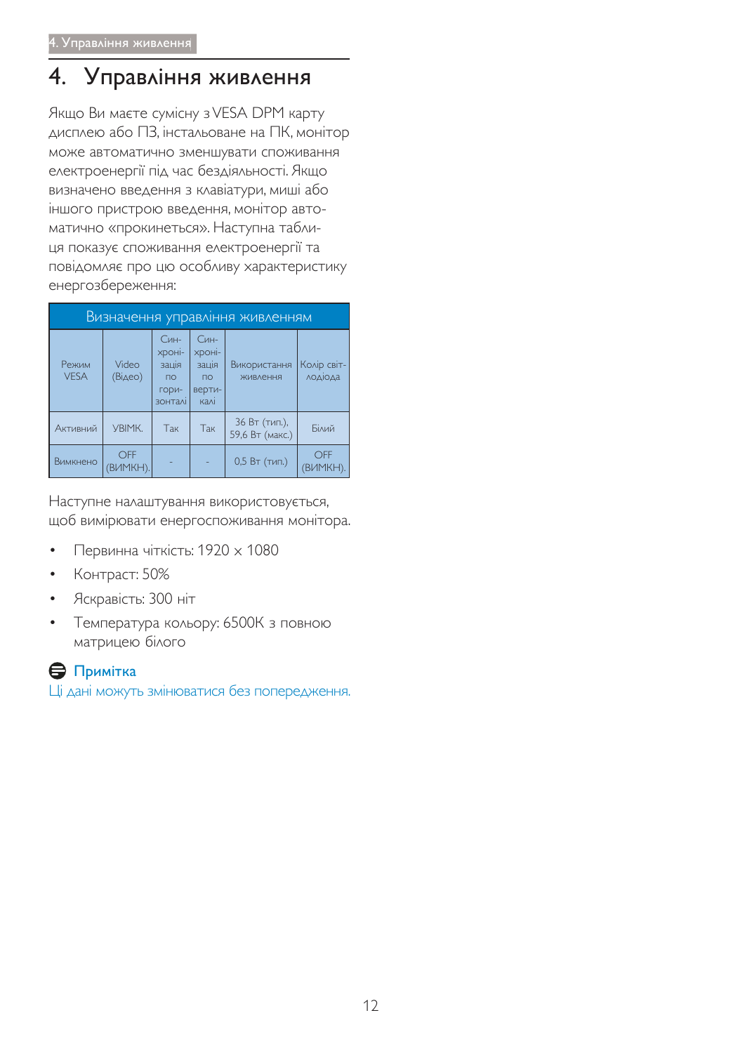# 4. Управління живлення

Якщо Ви маєте сумісну з VESA DPM карту дисплею або ПЗ, інстальоване на ПК, монітор може автоматично зменшувати споживання електроенергії під час бездіяльності. Якщо визначено введення з клавіатури, миші або іншого пристрою введення, монітор автоматично «прокинеться». Наступна таблиця показує споживання електроенергії та повідомляє про цю особливу характеристику енергозбереження:

| Визначення управління живленням | | | | | |
|---|---|---|---|---|---|
| Режим VESA | Video (Відео) | Синхронізація по горизонталі | Синхронізація по вертикалі | Використання живлення | Колір світлодіода |
| Активний | УВІМК. | Так | Так | 36 Вт (тип.), 59,6 Вт (макс.) | Білий |
| Вимкнено | OFF (ВИМКН). | - | - | 0,5 Вт (тип.) | OFF (ВИМКН). |

Наступне налаштування використовується, щоб вимірювати енергоспоживання монітора.

- Первинна чіткість: 1920 x 1080
- Контраст: 50%
- Яскравість: 300 ніт
- Температура кольору: 6500K з повною матрицею білого

**Примітка**

Ці дані можуть змінюватися без попередження.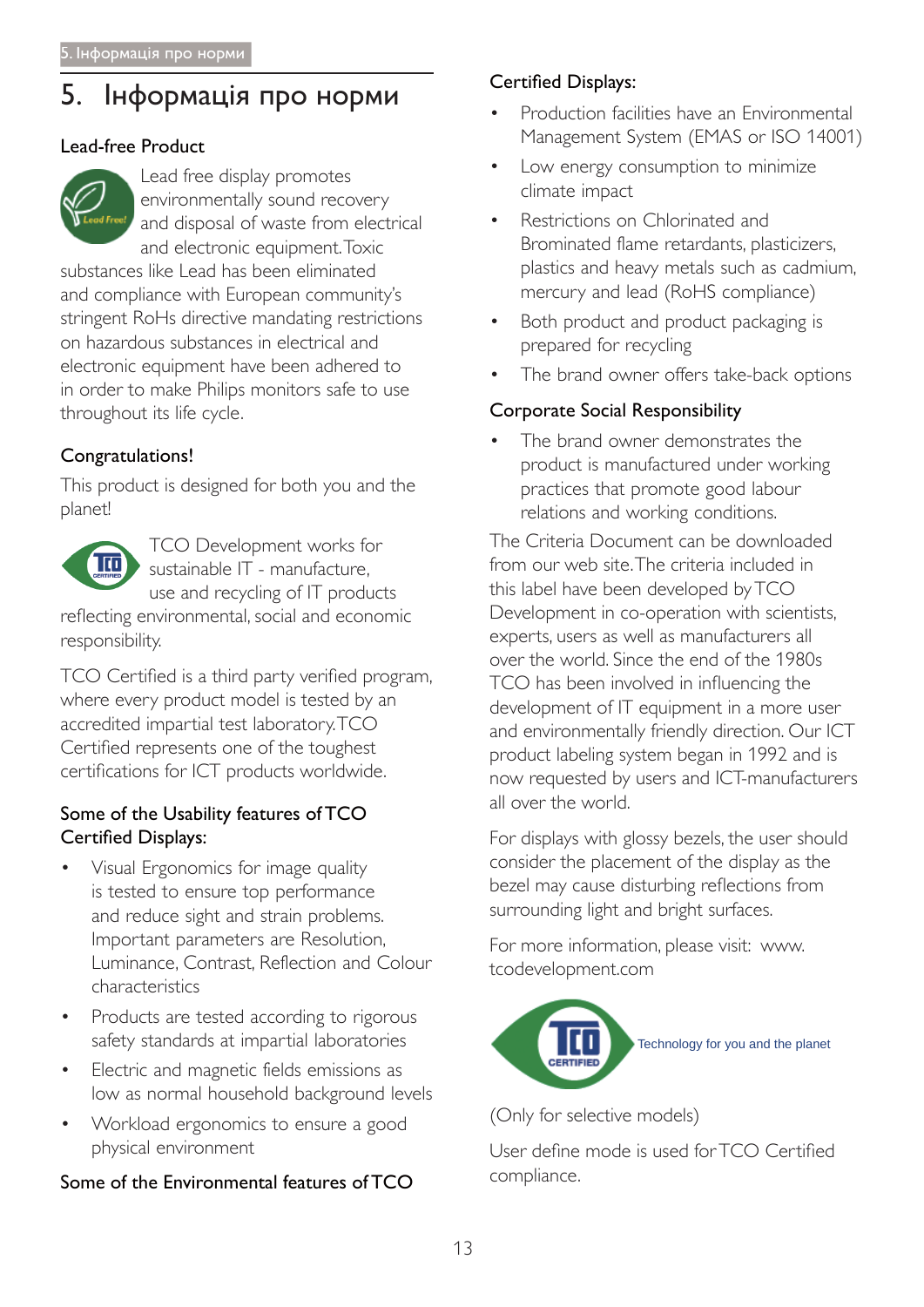# 5. Інформація про норми

### Lead-free Product

Lead free display promotes environmentally sound recovery and disposal of waste from electrical and electronic equipment. Toxic substances like Lead has been eliminated and compliance with European community's stringent RoHs directive mandating restrictions on hazardous substances in electrical and electronic equipment have been adhered to in order to make Philips monitors safe to use throughout its life cycle.

### Congratulations!

This product is designed for both you and the planet!

TCO Development works for sustainable IT - manufacture, use and recycling of IT products reflecting environmental, social and economic responsibility.

TCO Certified is a third party verified program, where every product model is tested by an accredited impartial test laboratory. TCO Certified represents one of the toughest certifications for ICT products worldwide.

### Some of the Usability features of TCO Certified Displays:

- Visual Ergonomics for image quality is tested to ensure top performance and reduce sight and strain problems. Important parameters are Resolution, Luminance, Contrast, Reflection and Colour characteristics
- Products are tested according to rigorous safety standards at impartial laboratories
- Electric and magnetic fields emissions as low as normal household background levels
- Workload ergonomics to ensure a good physical environment

### Some of the Environmental features of TCO Certified Displays:

- Production facilities have an Environmental Management System (EMAS or ISO 14001)
- Low energy consumption to minimize climate impact
- Restrictions on Chlorinated and Brominated flame retardants, plasticizers, plastics and heavy metals such as cadmium, mercury and lead (RoHS compliance)
- Both product and product packaging is prepared for recycling
- The brand owner offers take-back options

### Corporate Social Responsibility

- The brand owner demonstrates the product is manufactured under working practices that promote good labour relations and working conditions.

The Criteria Document can be downloaded from our web site. The criteria included in this label have been developed by TCO Development in co-operation with scientists, experts, users as well as manufacturers all over the world. Since the end of the 1980s TCO has been involved in influencing the development of IT equipment in a more user and environmentally friendly direction. Our ICT product labeling system began in 1992 and is now requested by users and ICT-manufacturers all over the world.

For displays with glossy bezels, the user should consider the placement of the display as the bezel may cause disturbing reflections from surrounding light and bright surfaces.

For more information, please visit: www.tcodevelopment.com

Technology for you and the planet

(Only for selective models)

User define mode is used for TCO Certified compliance.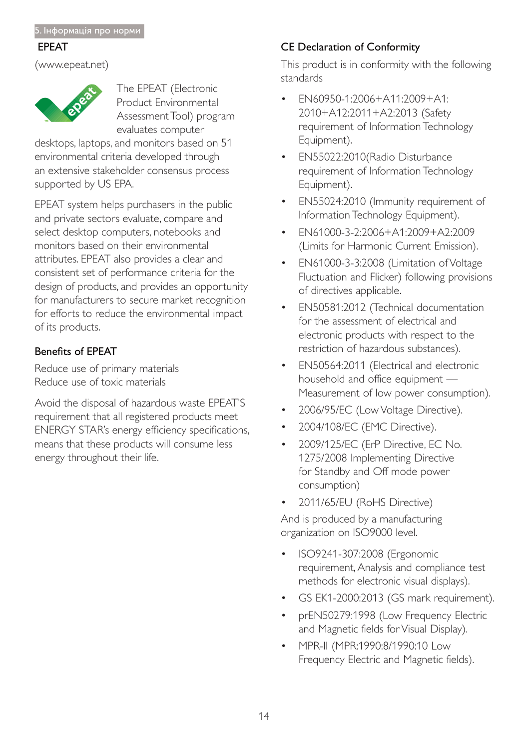## EPEAT

(www.epeat.net)

The EPEAT (Electronic Product Environmental Assessment Tool) program evaluates computer desktops, laptops, and monitors based on 51 environmental criteria developed through an extensive stakeholder consensus process supported by US EPA.

EPEAT system helps purchasers in the public and private sectors evaluate, compare and select desktop computers, notebooks and monitors based on their environmental attributes. EPEAT also provides a clear and consistent set of performance criteria for the design of products, and provides an opportunity for manufacturers to secure market recognition for efforts to reduce the environmental impact of its products.

### Benefits of EPEAT

Reduce use of primary materials
Reduce use of toxic materials

Avoid the disposal of hazardous waste EPEAT'S requirement that all registered products meet ENERGY STAR's energy efficiency specifications, means that these products will consume less energy throughout their life.

## CE Declaration of Conformity

This product is in conformity with the following standards

- EN60950-1:2006+A11:2009+A1:2010+A12:2011+A2:2013 (Safety requirement of Information Technology Equipment).
- EN55022:2010(Radio Disturbance requirement of Information Technology Equipment).
- EN55024:2010 (Immunity requirement of Information Technology Equipment).
- EN61000-3-2:2006+A1:2009+A2:2009 (Limits for Harmonic Current Emission).
- EN61000-3-3:2008 (Limitation of Voltage Fluctuation and Flicker) following provisions of directives applicable.
- EN50581:2012 (Technical documentation for the assessment of electrical and electronic products with respect to the restriction of hazardous substances).
- EN50564:2011 (Electrical and electronic household and office equipment — Measurement of low power consumption).
- 2006/95/EC (Low Voltage Directive).
- 2004/108/EC (EMC Directive).
- 2009/125/EC (ErP Directive, EC No. 1275/2008 Implementing Directive for Standby and Off mode power consumption)
- 2011/65/EU (RoHS Directive)

And is produced by a manufacturing organization on ISO9000 level.

- ISO9241-307:2008 (Ergonomic requirement, Analysis and compliance test methods for electronic visual displays).
- GS EK1-2000:2013 (GS mark requirement).
- prEN50279:1998 (Low Frequency Electric and Magnetic fields for Visual Display).
- MPR-II (MPR:1990:8/1990:10 Low Frequency Electric and Magnetic fields).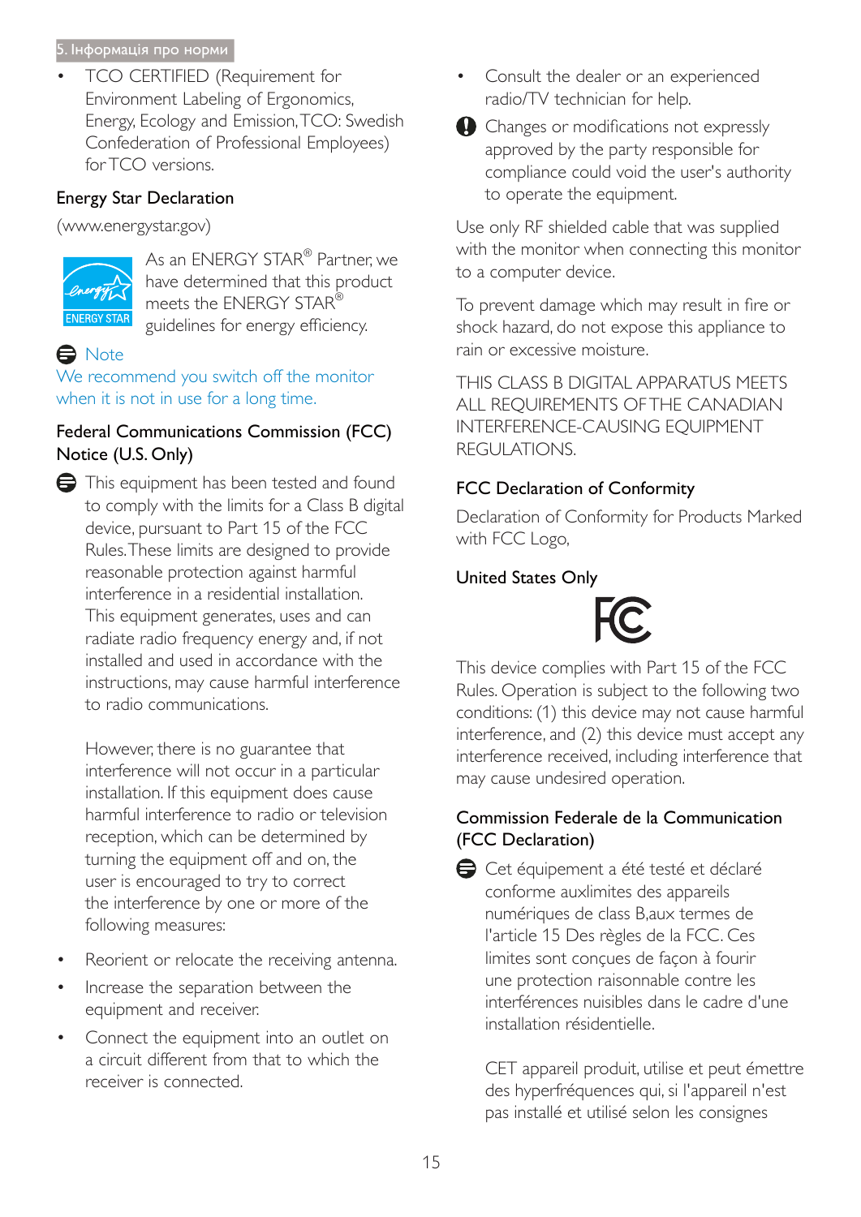- TCO CERTIFIED (Requirement for Environment Labeling of Ergonomics, Energy, Ecology and Emission, TCO: Swedish Confederation of Professional Employees) for TCO versions.

## Energy Star Declaration

(www.energystar.gov)

As an ENERGY STAR® Partner, we have determined that this product meets the ENERGY STAR® guidelines for energy efficiency.

**Note**

We recommend you switch off the monitor when it is not in use for a long time.

## Federal Communications Commission (FCC) Notice (U.S. Only)

This equipment has been tested and found to comply with the limits for a Class B digital device, pursuant to Part 15 of the FCC Rules. These limits are designed to provide reasonable protection against harmful interference in a residential installation. This equipment generates, uses and can radiate radio frequency energy and, if not installed and used in accordance with the instructions, may cause harmful interference to radio communications.

However, there is no guarantee that interference will not occur in a particular installation. If this equipment does cause harmful interference to radio or television reception, which can be determined by turning the equipment off and on, the user is encouraged to try to correct the interference by one or more of the following measures:

- Reorient or relocate the receiving antenna.
- Increase the separation between the equipment and receiver.
- Connect the equipment into an outlet on a circuit different from that to which the receiver is connected.
- Consult the dealer or an experienced radio/TV technician for help.

Changes or modifications not expressly approved by the party responsible for compliance could void the user's authority to operate the equipment.

Use only RF shielded cable that was supplied with the monitor when connecting this monitor to a computer device.

To prevent damage which may result in fire or shock hazard, do not expose this appliance to rain or excessive moisture.

THIS CLASS B DIGITAL APPARATUS MEETS ALL REQUIREMENTS OF THE CANADIAN INTERFERENCE-CAUSING EQUIPMENT REGULATIONS.

## FCC Declaration of Conformity

Declaration of Conformity for Products Marked with FCC Logo,

### United States Only

This device complies with Part 15 of the FCC Rules. Operation is subject to the following two conditions: (1) this device may not cause harmful interference, and (2) this device must accept any interference received, including interference that may cause undesired operation.

## Commission Federale de la Communication (FCC Declaration)

Cet équipement a été testé et déclaré conforme auxlimites des appareils numériques de class B,aux termes de l'article 15 Des règles de la FCC. Ces limites sont conçues de façon à fourir une protection raisonnable contre les interférences nuisibles dans le cadre d'une installation résidentielle.

CET appareil produit, utilise et peut émettre des hyperfréquences qui, si l'appareil n'est pas installé et utilisé selon les consignes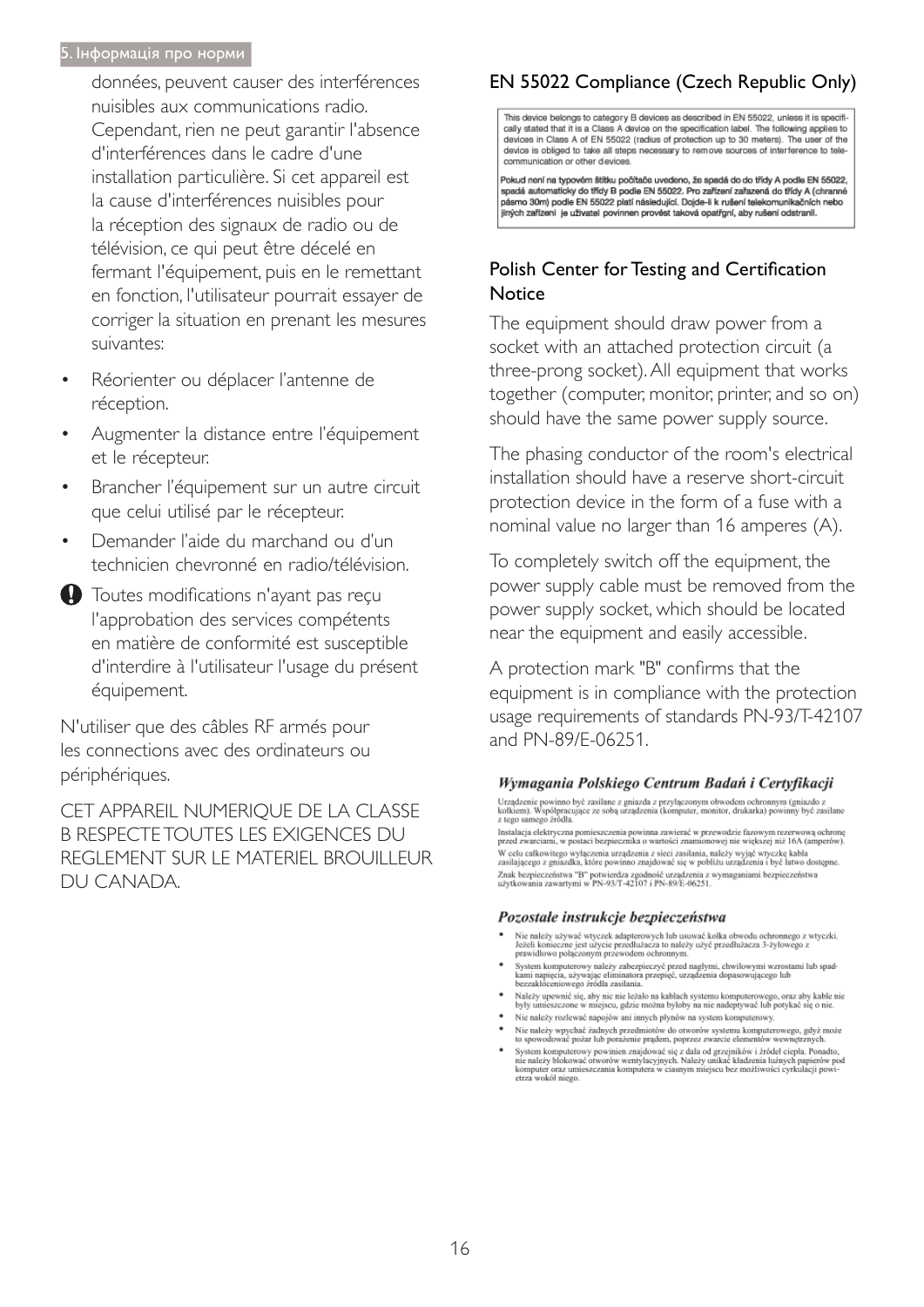données, peuvent causer des interférences nuisibles aux communications radio. Cependant, rien ne peut garantir l'absence d'interférences dans le cadre d'une installation particulière. Si cet appareil est la cause d'interférences nuisibles pour la réception des signaux de radio ou de télévision, ce qui peut être décelé en fermant l'équipement, puis en le remettant en fonction, l'utilisateur pourrait essayer de corriger la situation en prenant les mesures suivantes:

- Réorienter ou déplacer l'antenne de réception.
- Augmenter la distance entre l'équipement et le récepteur.
- Brancher l'équipement sur un autre circuit que celui utilisé par le récepteur.
- Demander l'aide du marchand ou d'un technicien chevronné en radio/télévision.

Toutes modifications n'ayant pas reçu l'approbation des services compétents en matière de conformité est susceptible d'interdire à l'utilisateur l'usage du présent équipement.

N'utiliser que des câbles RF armés pour les connections avec des ordinateurs ou périphériques.

CET APPAREIL NUMERIQUE DE LA CLASSE B RESPECTE TOUTES LES EXIGENCES DU REGLEMENT SUR LE MATERIEL BROUILLEUR DU CANADA.

## EN 55022 Compliance (Czech Republic Only)

This device belongs to category B devices as described in EN 55022, unless it is specifically stated that it is a Class A device on the specification label. The following applies to devices in Class A of EN 55022 (radius of protection up to 30 meters). The user of the device is obliged to take all steps necessary to remove sources of interference to telecommunication or other devices.

Pokud není na typovém štítku počítače uvedeno, že spadá do do třídy A podle EN 55022, spadá automaticky do třídy B podle EN 55022. Pro zařízení zařazená do třídy A (chranné pásmo 30m) podle EN 55022 platí následující. Dojde-li k rušení telekomunikačních nebo jiných zařízení je uživatel povinnen provést taková opatřgní, aby rušení odstranil.

## Polish Center for Testing and Certification Notice

The equipment should draw power from a socket with an attached protection circuit (a three-prong socket). All equipment that works together (computer, monitor, printer, and so on) should have the same power supply source.

The phasing conductor of the room's electrical installation should have a reserve short-circuit protection device in the form of a fuse with a nominal value no larger than 16 amperes (A).

To completely switch off the equipment, the power supply cable must be removed from the power supply socket, which should be located near the equipment and easily accessible.

A protection mark "B" confirms that the equipment is in compliance with the protection usage requirements of standards PN-93/T-42107 and PN-89/E-06251.

### *Wymagania Polskiego Centrum Badań i Certyfikacji*

Urządzenie powinno być zasilane z gniazda z przyłączonym obwodem ochronnym (gniazdo z kołkiem). Współpracujące ze sobą urządzenia (komputer, monitor, drukarka) powinny być zasilane z tego samego źródła.

Instalacja elektryczna pomieszczenia powinna zawierać w przewodzie fazowym rezerwową ochronę przed zwarciami, w postaci bezpiecznika o wartości znamionowej nie większej niż 16A (amperów).

W celu całkowitego wyłączenia urządzenia z sieci zasilania, należy wyjąć wtyczkę kabla zasilającego z gniazdka, które powinno znajdować się w pobliżu urządzenia i być łatwo dostępne.

Znak bezpieczeństwa "B" potwierdza zgodność urządzenia z wymaganiami bezpieczeństwa użytkowania zawartymi w PN-93/T-42107 i PN-89/E-06251.

### *Pozostałe instrukcje bezpieczeństwa*

- Nie należy używać wtyczek adapterowych lub usuwać kołka obwodu ochronnego z wtyczki. Jeżeli konieczne jest użycie przedłużacza to należy użyć przedłużacza 3-żyłowego z prawidłowo połączonym przewodem ochronnym.
- System komputerowy należy zabezpieczyć przed nagłymi, chwilowymi wzrostami lub spadkami napięcia, używając eliminatora przepięć, urządzenia dopasowującego lub bezzakłóceniowego źródła zasilania.
- Należy upewnić się, aby nic nie leżało na kablach systemu komputerowego, oraz aby kable nie były umieszczone w miejscu, gdzie można byłoby na nie nadeptywać lub potykać się o nie.
- Nie należy rozlewać napojów ani innych płynów na system komputerowy.
- Nie należy wpychać żadnych przedmiotów do otworów systemu komputerowego, gdyż może to spowodować pożar lub porażenie prądem, poprzez zwarcie elementów wewnętrznych.
- System komputerowy powinien znajdować się z dala od grzejników i źródeł ciepła. Ponadto, nie należy blokować otworów wentylacyjnych. Należy unikać kładzenia lużnych papierów pod komputer oraz umieszczania komputera w ciasnym miejscu bez możliwości cyrkulacji powietrza wokół niego.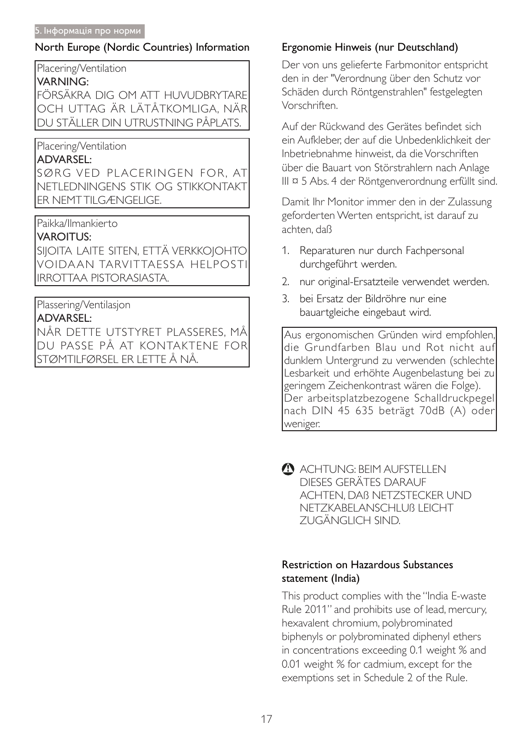## North Europe (Nordic Countries) Information

Placering/Ventilation

**VARNING:**

FÖRSÄKRA DIG OM ATT HUVUDBRYTARE OCH UTTAG ÄR LÄTÅTKOMLIGA, NÄR DU STÄLLER DIN UTRUSTNING PÅPLATS.

Placering/Ventilation

**ADVARSEL:**

SØRG VED PLACERINGEN FOR, AT NETLEDNINGENS STIK OG STIKKONTAKT ER NEMT TILGÆNGELIGE.

Paikka/Ilmankierto

**VAROITUS:**

SIJOITA LAITE SITEN, ETTÄ VERKKOJOHTO VOIDAAN TARVITTAESSA HELPOSTI IRROTTAA PISTORASIASTA.

Plassering/Ventilasjon

**ADVARSEL:**

NÅR DETTE UTSTYRET PLASSERES, MÅ DU PASSE PÅ AT KONTAKTENE FOR STØMTILFØRSEL ER LETTE Å NÅ.

## Ergonomie Hinweis (nur Deutschland)

Der von uns gelieferte Farbmonitor entspricht den in der "Verordnung über den Schutz vor Schäden durch Röntgenstrahlen" festgelegten Vorschriften.

Auf der Rückwand des Gerätes befindet sich ein Aufkleber, der auf die Unbedenklichkeit der Inbetriebnahme hinweist, da die Vorschriften über die Bauart von Störstrahlern nach Anlage III ¤ 5 Abs. 4 der Röntgenverordnung erfüllt sind.

Damit Ihr Monitor immer den in der Zulassung geforderten Werten entspricht, ist darauf zu achten, daß

1. Reparaturen nur durch Fachpersonal durchgeführt werden.
2. nur original-Ersatzteile verwendet werden.
3. bei Ersatz der Bildröhre nur eine bauartgleiche eingebaut wird.

Aus ergonomischen Gründen wird empfohlen, die Grundfarben Blau und Rot nicht auf dunklem Untergrund zu verwenden (schlechte Lesbarkeit und erhöhte Augenbelastung bei zu geringem Zeichenkontrast wären die Folge). Der arbeitsplatzbezogene Schalldruckpegel nach DIN 45 635 beträgt 70dB (A) oder weniger.

ACHTUNG: BEIM AUFSTELLEN DIESES GERÄTES DARAUF ACHTEN, DAß NETZSTECKER UND NETZKABELANSCHLUß LEICHT ZUGÄNGLICH SIND.

## Restriction on Hazardous Substances statement (India)

This product complies with the "India E-waste Rule 2011" and prohibits use of lead, mercury, hexavalent chromium, polybrominated biphenyls or polybrominated diphenyl ethers in concentrations exceeding 0.1 weight % and 0.01 weight % for cadmium, except for the exemptions set in Schedule 2 of the Rule.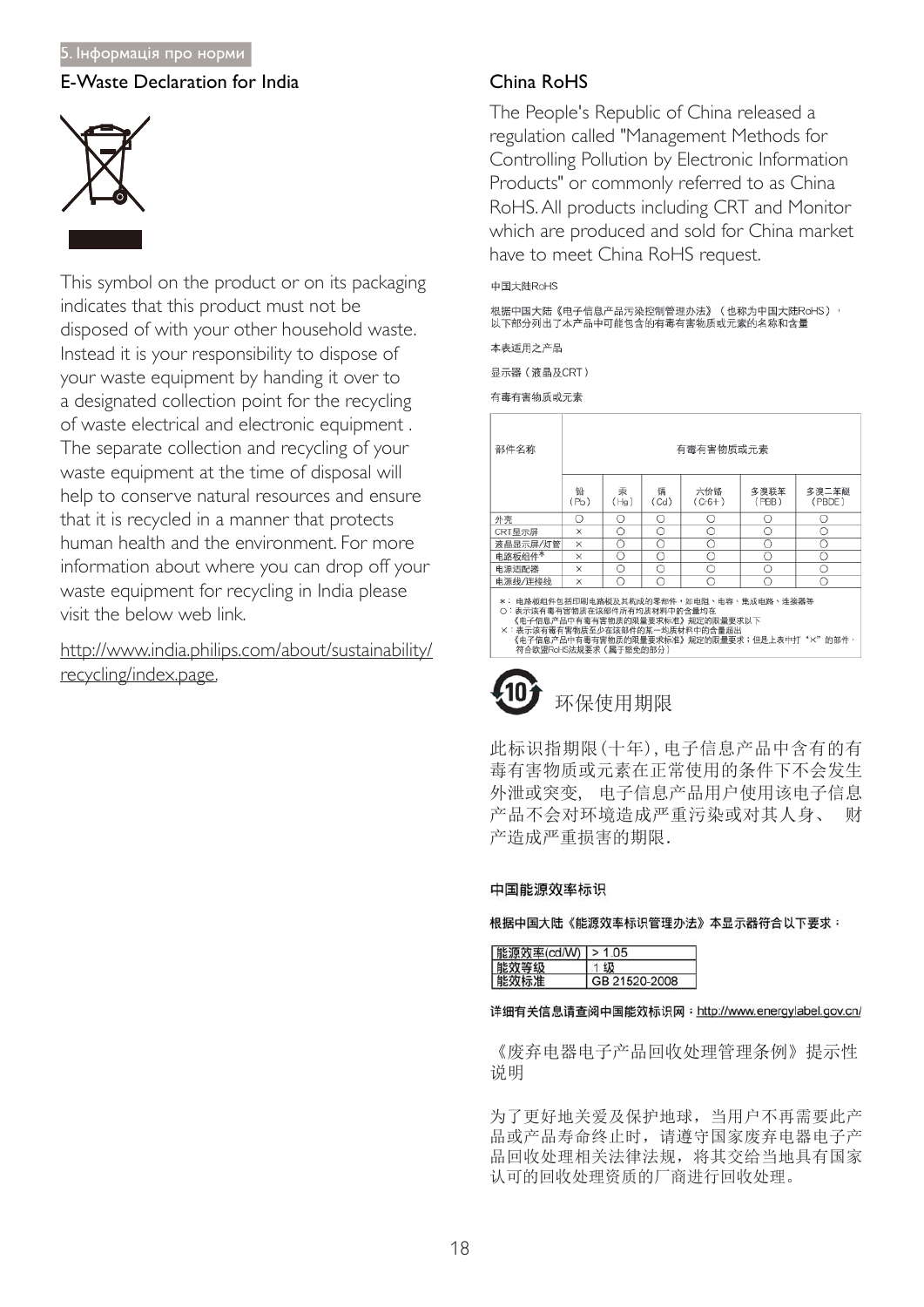## E-Waste Declaration for India

This symbol on the product or on its packaging indicates that this product must not be disposed of with your other household waste. Instead it is your responsibility to dispose of your waste equipment by handing it over to a designated collection point for the recycling of waste electrical and electronic equipment . The separate collection and recycling of your waste equipment at the time of disposal will help to conserve natural resources and ensure that it is recycled in a manner that protects human health and the environment. For more information about where you can drop off your waste equipment for recycling in India please visit the below web link.

http://www.india.philips.com/about/sustainability/recycling/index.page.

## China RoHS

The People's Republic of China released a regulation called "Management Methods for Controlling Pollution by Electronic Information Products" or commonly referred to as China RoHS. All products including CRT and Monitor which are produced and sold for China market have to meet China RoHS request.

中国大陆RoHS

根据中国大陆《电子信息产品污染控制管理办法》（也称为中国大陆RoHS），以下部分列出了本产品中可能包含的有毒有害物质或元素的名称和含量

本表适用之产品

显示器（液晶及CRT）

有毒有害物质或元素

| 部件名称 | 有毒有害物质或元素 | | | | | |
|---|---|---|---|---|---|---|
| | 铅 (Pb) | 汞 (Hg) | 镉 (Cd) | 六价铬 (Cr6+) | 多溴联苯 (PBB) | 多溴二苯醚 (PBDE) |
| 外壳 | ○ | ○ | ○ | ○ | ○ | ○ |
| CRT显示屏 | × | ○ | ○ | ○ | ○ | ○ |
| 液晶显示屏/灯管 | × | ○ | ○ | ○ | ○ | ○ |
| 电路板组件* | × | ○ | ○ | ○ | ○ | ○ |
| 电源适配器 | × | ○ | ○ | ○ | ○ | ○ |
| 电源线/连接线 | × | ○ | ○ | ○ | ○ | ○ |

*：电路板组件包括印刷电路板及其构成的零部件，如电阻、电容、集成电路、连接器等
○：表示该有毒有害物质在该部件所有均质材料中的含量均在《电子信息产品中有毒有害物质的限量要求标准》规定的限量要求以下
×：表示该有毒有害物质至少在该部件的某一均质材料中的含量超出《电子信息产品中有毒有害物质的限量要求标准》规定的限量要求；但是上表中打"×"的部件，符合欧盟RoHS法规要求（属于豁免的部分）

环保使用期限

此标识指期限(十年)，电子信息产品中含有的有毒有害物质或元素在正常使用的条件下不会发生外泄或突变， 电子信息产品用户使用该电子信息产品不会对环境造成严重污染或对其人身、 财产造成严重损害的期限.

**中国能源效率标识**

**根据中国大陆《能源效率标识管理办法》本显示器符合以下要求：**

| 能源效率(cd/W) | > 1.05 |
|---|---|
| 能效等级 | 1 级 |
| 能效标准 | GB 21520-2008 |

**详细有关信息请查阅中国能效标识网：** http://www.energylabel.gov.cn/

《废弃电器电子产品回收处理管理条例》提示性说明

为了更好地关爱及保护地球，当用户不再需要此产品或产品寿命终止时，请遵守国家废弃电器电子产品回收处理相关法律法规，将其交给当地具有国家认可的回收处理资质的厂商进行回收处理。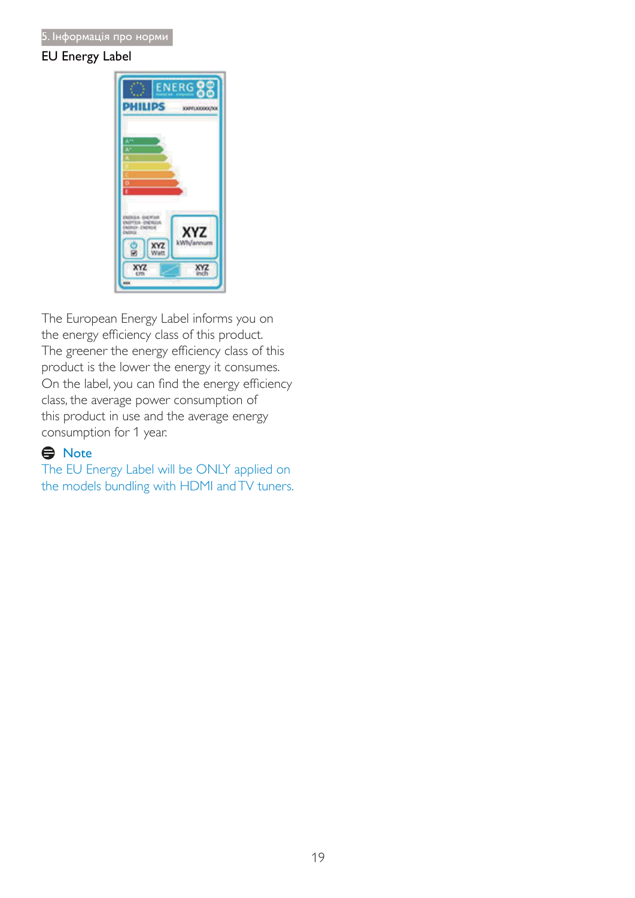## EU Energy Label

The European Energy Label informs you on the energy efficiency class of this product. The greener the energy efficiency class of this product is the lower the energy it consumes.
On the label, you can find the energy efficiency class, the average power consumption of this product in use and the average energy consumption for 1 year.

**Note**

The EU Energy Label will be ONLY applied on the models bundling with HDMI and TV tuners.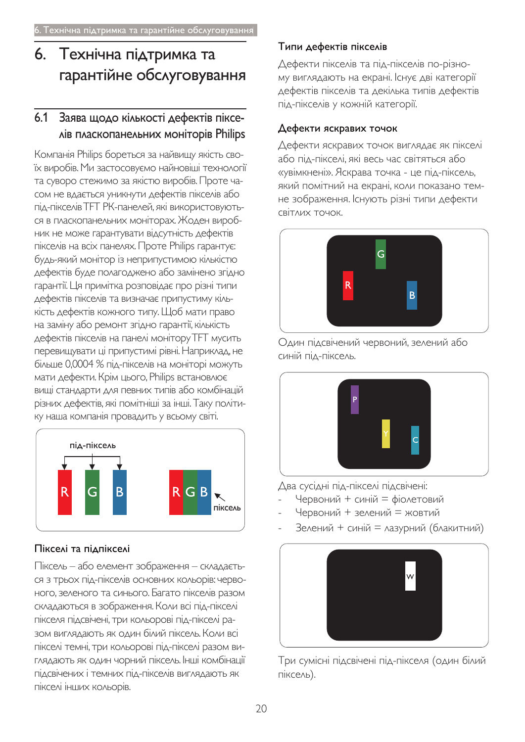# 6. Технічна підтримка та гарантійне обслуговування

## 6.1 Заява щодо кількості дефектів пікселів пласкопанельних моніторів Philips

Компанія Philips бореться за найвищу якість своїх виробів. Ми застосовуємо найновіші технології та суворо стежимо за якістю виробів. Проте часом не вдається уникнути дефектів пікселів або під-пікселів TFT РК-панелей, які використовуються в пласкопанельних моніторах. Жоден виробник не може гарантувати відсутність дефектів пікселів на всіх панелях. Проте Philips гарантує: будь-який монітор із неприпустимою кількістю дефектів буде полагоджено або замінено згідно гарантії. Ця примітка розповідає про різні типи дефектів пікселів та визначає припустиму кількість дефектів кожного типу. Щоб мати право на заміну або ремонт згідно гарантії, кількість дефектів пікселів на панелі монітору TFT мусить перевищувати ці припустимі рівні. Наприклад, не більше 0,0004 % під-пікселів на моніторі можуть мати дефекти. Крім цього, Philips встановлює вищі стандарти для певних типів або комбінацій різних дефектів, які помітніші за інші. Таку політику наша компанія провадить у всьому світі.

під-піксель

R G B

RGB піксель

### Пікселі та підпікселі

Піксель – або елемент зображення – складається з трьох під-пікселів основних кольорів: червоного, зеленого та синього. Багато пікселів разом складаються в зображення. Коли всі під-пікселі пікселя підсвічені, три кольорові під-пікселі разом виглядають як один білий піксель. Коли всі пікселі темні, три кольорові під-пікселі разом виглядають як один чорний піксель. Інші комбінації підсвічених і темних під-пікселів виглядають як пікселі інших кольорів.

### Типи дефектів пікселів

Дефекти пікселів та під-пікселів по-різному виглядають на екрані. Існує дві категорії дефектів пікселів та декілька типів дефектів під-пікселів у кожній категорії.

### Дефекти яскравих точок

Дефекти яскравих точок виглядає як пікселі або під-пікселі, які весь час світяться або «увімкнені». Яскрава точка - це під-піксель, який помітний на екрані, коли показано темне зображення. Існують різні типи дефекти світлих точок.

Один підсвічений червоний, зелений або синій під-піксель.

Два сусідні під-пікселі підсвічені:

- Червоний + синій = фіолетовий
- Червоний + зелений = жовтий
- Зелений + синій = лазурний (блакитний)

Три сумісні підсвічені під-пікселя (один білий піксель).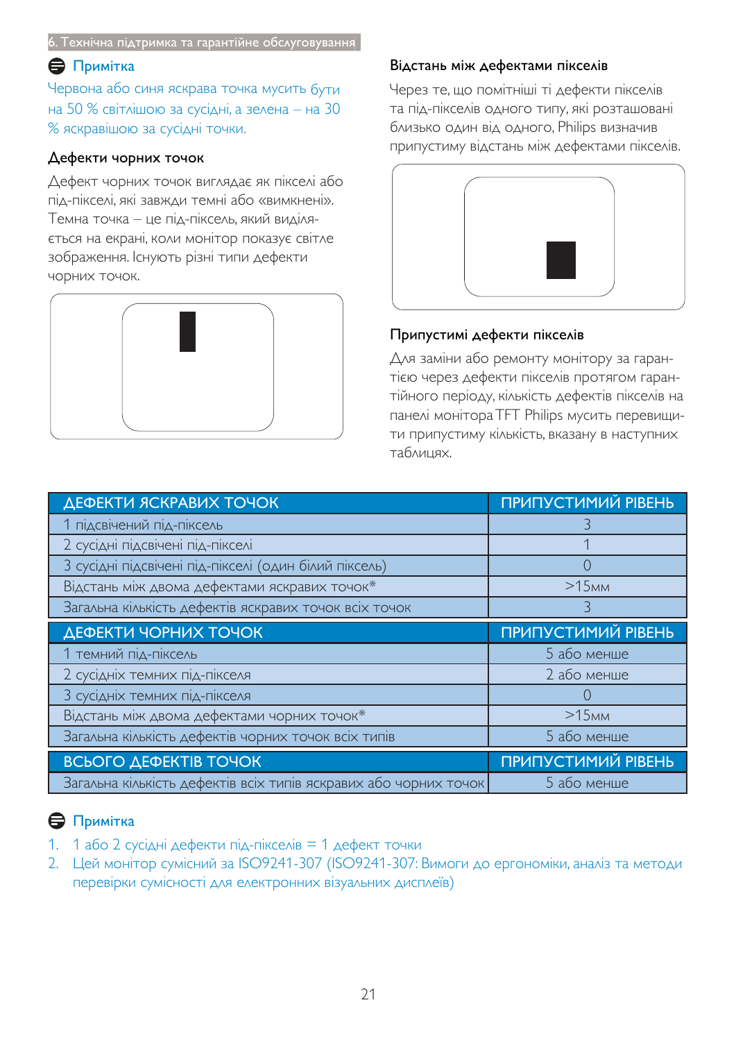## Примітка

Червона або синя яскрава точка мусить бути на 50 % світлішою за сусідні, а зелена – на 30 % яскравішою за сусідні точки.

### Дефекти чорних точок

Дефект чорних точок виглядає як пікселі або під-пікселі, які завжди темні або «вимкнені». Темна точка – це під-піксель, який виділяється на екрані, коли монітор показує світле зображення. Існують різні типи дефекти чорних точок.

### Відстань між дефектами пікселів

Через те, що помітніші ті дефекти пікселів та під-пікселів одного типу, які розташовані близько один від одного, Philips визначив припустиму відстань між дефектами пікселів.

### Припустимі дефекти пікселів

Для заміни або ремонту монітору за гарантією через дефекти пікселів протягом гарантійного періоду, кількість дефектів пікселів на панелі монітора TFT Philips мусить перевищити припустиму кількість, вказану в наступних таблицях.

| ДЕФЕКТИ ЯСКРАВИХ ТОЧОК | ПРИПУСТИМИЙ РІВЕНЬ |
|---|---|
| 1 підсвічений під-піксель | 3 |
| 2 сусідні підсвічені під-пікселі | 1 |
| 3 сусідні підсвічені під-пікселі (один білий піксель) | 0 |
| Відстань між двома дефектами яскравих точок* | >15мм |
| Загальна кількість дефектів яскравих точок всіх точок | 3 |
| **ДЕФЕКТИ ЧОРНИХ ТОЧОК** | **ПРИПУСТИМИЙ РІВЕНЬ** |
| 1 темний під-піксель | 5 або менше |
| 2 сусідніх темних під-пікселя | 2 або менше |
| 3 сусідніх темних під-пікселя | 0 |
| Відстань між двома дефектами чорних точок* | >15мм |
| Загальна кількість дефектів чорних точок всіх типів | 5 або менше |
| **ВСЬОГО ДЕФЕКТІВ ТОЧОК** | **ПРИПУСТИМИЙ РІВЕНЬ** |
| Загальна кількість дефектів всіх типів яскравих або чорних точок | 5 або менше |

## Примітка

1. 1 або 2 сусідні дефекти під-пікселів = 1 дефект точки
2. Цей монітор сумісний за ISO9241-307 (ISO9241-307: Вимоги до ергономіки, аналіз та методи перевірки сумісності для електронних візуальних дисплеїв)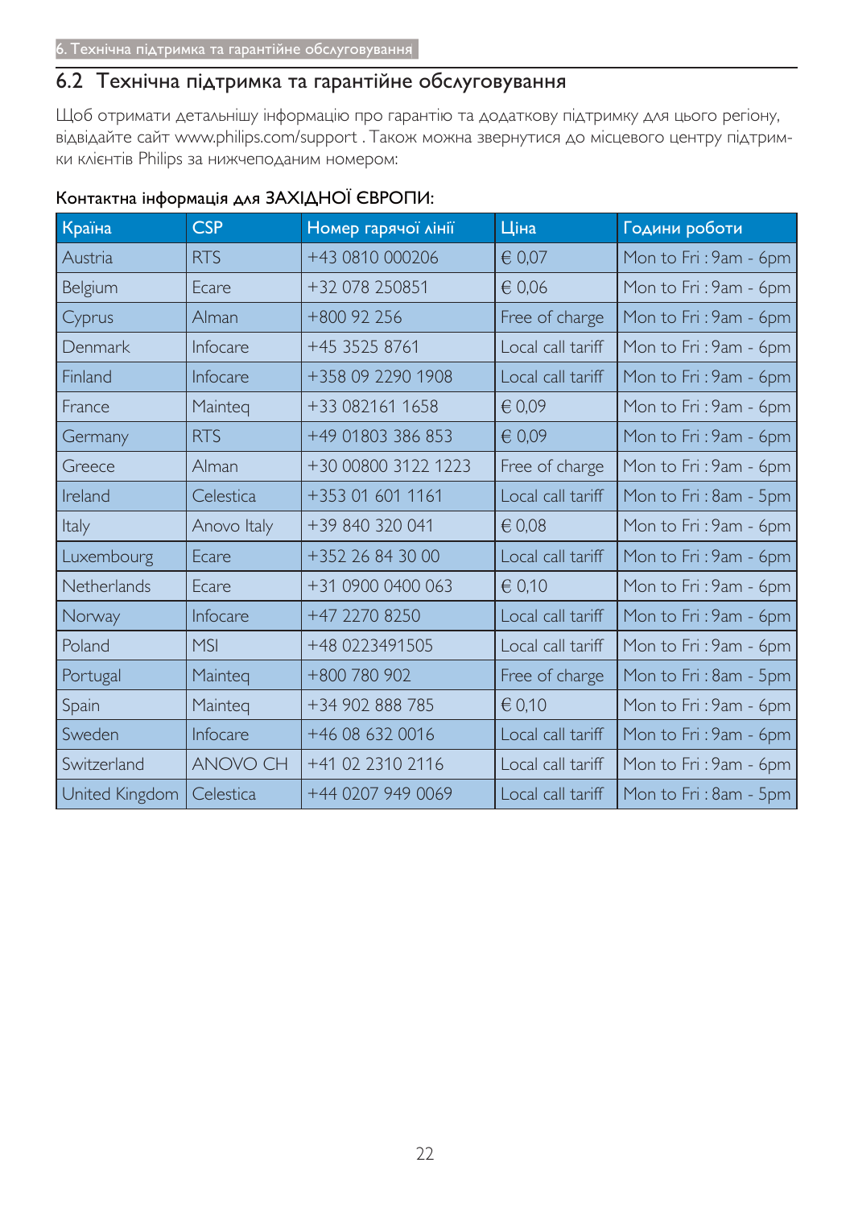## 6.2 Технічна підтримка та гарантійне обслуговування

Щоб отримати детальнішу інформацію про гарантію та додаткову підтримку для цього регіону, відвідайте сайт www.philips.com/support . Також можна звернутися до місцевого центру підтримки клієнтів Philips за нижчеподаним номером:

**Контактна інформація для ЗАХІДНОЇ ЄВРОПИ:**

| Країна | CSP | Номер гарячої лінії | Ціна | Години роботи |
|---|---|---|---|---|
| Austria | RTS | +43 0810 000206 | € 0,07 | Mon to Fri : 9am - 6pm |
| Belgium | Ecare | +32 078 250851 | € 0,06 | Mon to Fri : 9am - 6pm |
| Cyprus | Alman | +800 92 256 | Free of charge | Mon to Fri : 9am - 6pm |
| Denmark | Infocare | +45 3525 8761 | Local call tariff | Mon to Fri : 9am - 6pm |
| Finland | Infocare | +358 09 2290 1908 | Local call tariff | Mon to Fri : 9am - 6pm |
| France | Mainteq | +33 082161 1658 | € 0,09 | Mon to Fri : 9am - 6pm |
| Germany | RTS | +49 01803 386 853 | € 0,09 | Mon to Fri : 9am - 6pm |
| Greece | Alman | +30 00800 3122 1223 | Free of charge | Mon to Fri : 9am - 6pm |
| Ireland | Celestica | +353 01 601 1161 | Local call tariff | Mon to Fri : 8am - 5pm |
| Italy | Anovo Italy | +39 840 320 041 | € 0,08 | Mon to Fri : 9am - 6pm |
| Luxembourg | Ecare | +352 26 84 30 00 | Local call tariff | Mon to Fri : 9am - 6pm |
| Netherlands | Ecare | +31 0900 0400 063 | € 0,10 | Mon to Fri : 9am - 6pm |
| Norway | Infocare | +47 2270 8250 | Local call tariff | Mon to Fri : 9am - 6pm |
| Poland | MSI | +48 0223491505 | Local call tariff | Mon to Fri : 9am - 6pm |
| Portugal | Mainteq | +800 780 902 | Free of charge | Mon to Fri : 8am - 5pm |
| Spain | Mainteq | +34 902 888 785 | € 0,10 | Mon to Fri : 9am - 6pm |
| Sweden | Infocare | +46 08 632 0016 | Local call tariff | Mon to Fri : 9am - 6pm |
| Switzerland | ANOVO CH | +41 02 2310 2116 | Local call tariff | Mon to Fri : 9am - 6pm |
| United Kingdom | Celestica | +44 0207 949 0069 | Local call tariff | Mon to Fri : 8am - 5pm |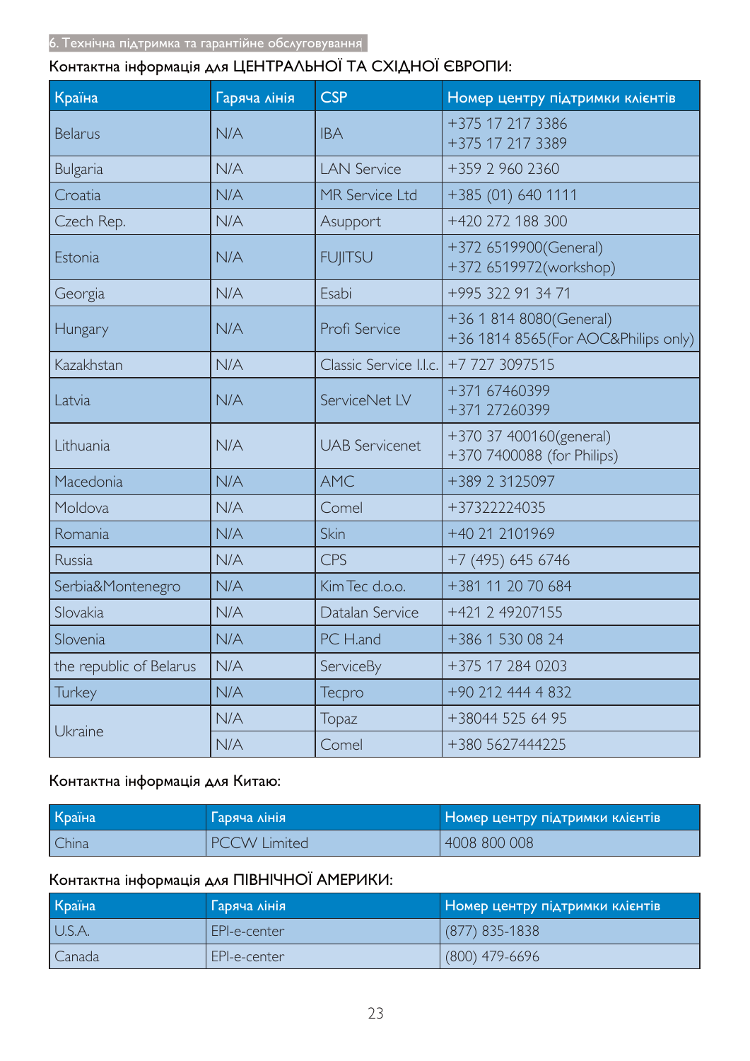Контактна інформація для ЦЕНТРАЛЬНОЇ ТА СХІДНОЇ ЄВРОПИ:

| Країна | Гаряча лінія | CSP | Номер центру підтримки клієнтів |
|---|---|---|---|
| Belarus | N/A | IBA | +375 17 217 3386<br>+375 17 217 3389 |
| Bulgaria | N/A | LAN Service | +359 2 960 2360 |
| Croatia | N/A | MR Service Ltd | +385 (01) 640 1111 |
| Czech Rep. | N/A | Asupport | +420 272 188 300 |
| Estonia | N/A | FUJITSU | +372 6519900(General)<br>+372 6519972(workshop) |
| Georgia | N/A | Esabi | +995 322 91 34 71 |
| Hungary | N/A | Profi Service | +36 1 814 8080(General)<br>+36 1814 8565(For AOC&Philips only) |
| Kazakhstan | N/A | Classic Service I.I.c. | +7 727 3097515 |
| Latvia | N/A | ServiceNet LV | +371 67460399<br>+371 27260399 |
| Lithuania | N/A | UAB Servicenet | +370 37 400160(general)<br>+370 7400088 (for Philips) |
| Macedonia | N/A | AMC | +389 2 3125097 |
| Moldova | N/A | Comel | +37322224035 |
| Romania | N/A | Skin | +40 21 2101969 |
| Russia | N/A | CPS | +7 (495) 645 6746 |
| Serbia&Montenegro | N/A | Kim Tec d.o.o. | +381 11 20 70 684 |
| Slovakia | N/A | Datalan Service | +421 2 49207155 |
| Slovenia | N/A | PC H.and | +386 1 530 08 24 |
| the republic of Belarus | N/A | ServiceBy | +375 17 284 0203 |
| Turkey | N/A | Tecpro | +90 212 444 4 832 |
| Ukraine | N/A | Topaz | +38044 525 64 95 |
| | N/A | Comel | +380 5627444225 |

Контактна інформація для Китаю:

| Країна | Гаряча лінія | Номер центру підтримки клієнтів |
|---|---|---|
| China | PCCW Limited | 4008 800 008 |

Контактна інформація для ПІВНІЧНОЇ АМЕРИКИ:

| Країна | Гаряча лінія | Номер центру підтримки клієнтів |
|---|---|---|
| U.S.A. | EPI-e-center | (877) 835-1838 |
| Canada | EPI-e-center | (800) 479-6696 |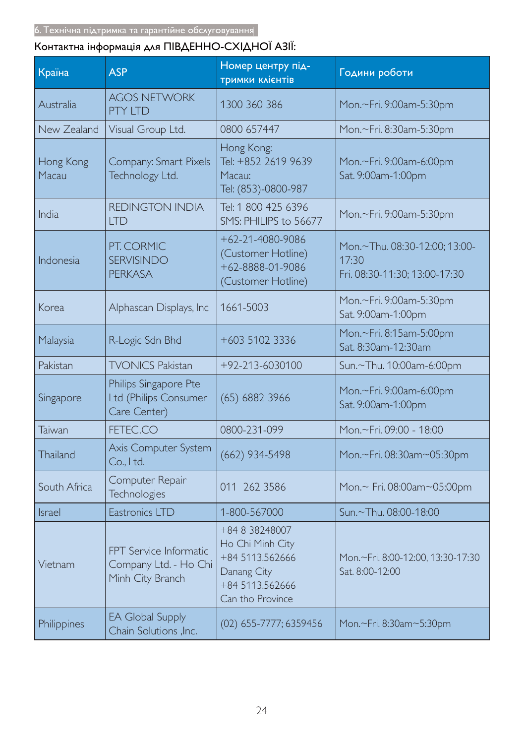6. Технічна підтримка та гарантійне обслуговування

Контактна інформація для ПІВДЕННО-СХІДНОЇ АЗІЇ:

| Країна | ASP | Номер центру підтримки клієнтів | Години роботи |
|---|---|---|---|
| Australia | AGOS NETWORK PTY LTD | 1300 360 386 | Mon.~Fri. 9:00am-5:30pm |
| New Zealand | Visual Group Ltd. | 0800 657447 | Mon.~Fri. 8:30am-5:30pm |
| Hong Kong Macau | Company: Smart Pixels Technology Ltd. | Hong Kong: Tel: +852 2619 9639 Macau: Tel: (853)-0800-987 | Mon.~Fri. 9:00am-6:00pm Sat. 9:00am-1:00pm |
| India | REDINGTON INDIA LTD | Tel: 1 800 425 6396 SMS: PHILIPS to 56677 | Mon.~Fri. 9:00am-5:30pm |
| Indonesia | PT. CORMIC SERVISINDO PERKASA | +62-21-4080-9086 (Customer Hotline) +62-8888-01-9086 (Customer Hotline) | Mon.~Thu. 08:30-12:00; 13:00-17:30 Fri. 08:30-11:30; 13:00-17:30 |
| Korea | Alphascan Displays, Inc | 1661-5003 | Mon.~Fri. 9:00am-5:30pm Sat. 9:00am-1:00pm |
| Malaysia | R-Logic Sdn Bhd | +603 5102 3336 | Mon.~Fri. 8:15am-5:00pm Sat. 8:30am-12:30am |
| Pakistan | TVONICS Pakistan | +92-213-6030100 | Sun.~Thu. 10:00am-6:00pm |
| Singapore | Philips Singapore Pte Ltd (Philips Consumer Care Center) | (65) 6882 3966 | Mon.~Fri. 9:00am-6:00pm Sat. 9:00am-1:00pm |
| Taiwan | FETEC.CO | 0800-231-099 | Mon.~Fri. 09:00 - 18:00 |
| Thailand | Axis Computer System Co., Ltd. | (662) 934-5498 | Mon.~Fri. 08:30am~05:30pm |
| South Africa | Computer Repair Technologies | 011 262 3586 | Mon.~ Fri. 08:00am~05:00pm |
| Israel | Eastronics LTD | 1-800-567000 | Sun.~Thu. 08:00-18:00 |
| Vietnam | FPT Service Informatic Company Ltd. - Ho Chi Minh City Branch | +84 8 38248007 Ho Chi Minh City +84 5113.562666 Danang City +84 5113.562666 Can tho Province | Mon.~Fri. 8:00-12:00, 13:30-17:30 Sat. 8:00-12:00 |
| Philippines | EA Global Supply Chain Solutions ,Inc. | (02) 655-7777; 6359456 | Mon.~Fri. 8:30am~5:30pm |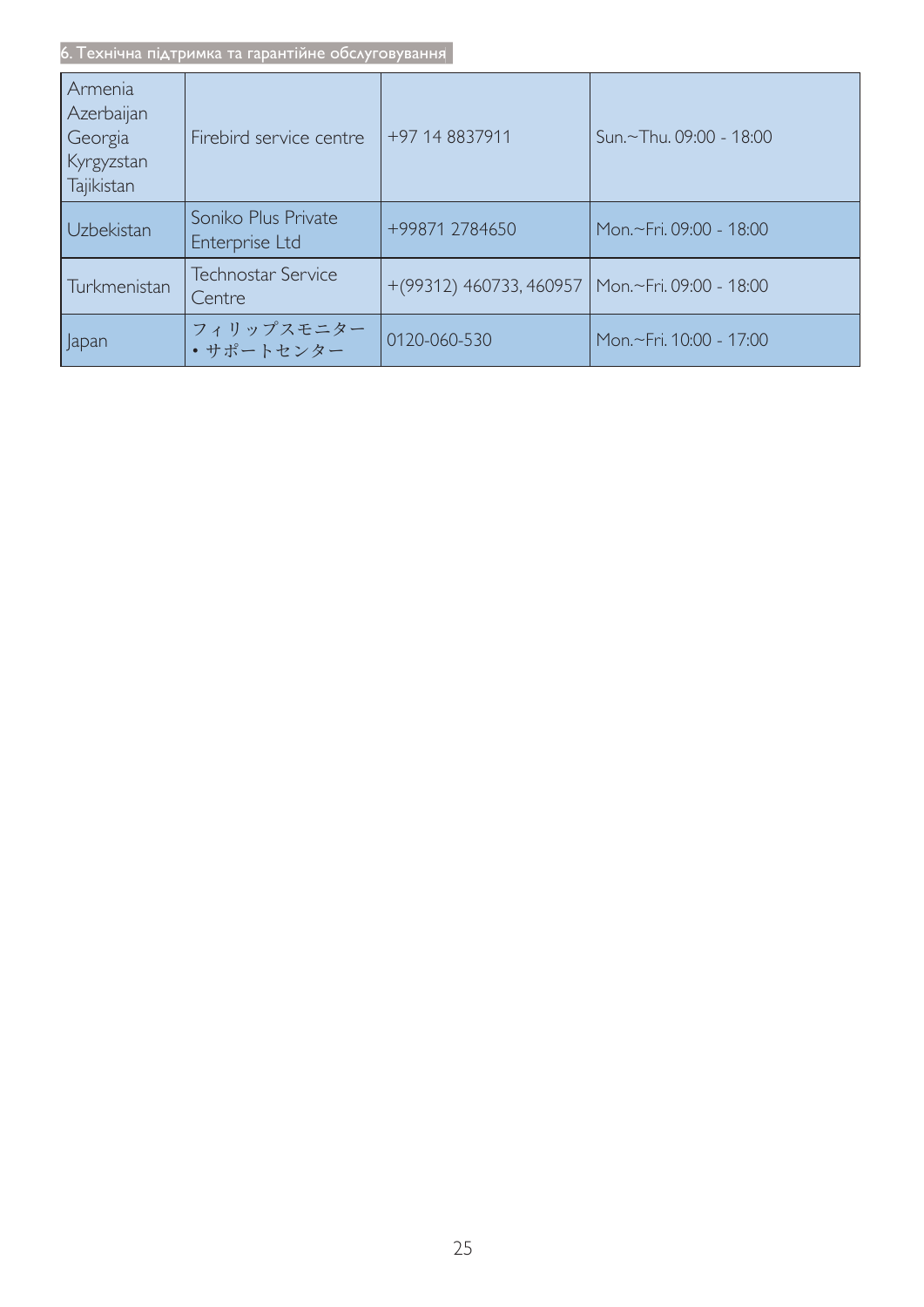| Armenia<br>Azerbaijan<br>Georgia<br>Kyrgyzstan<br>Tajikistan | Firebird service centre | +97 14 8837911 | Sun.~Thu. 09:00 - 18:00 |
|---|---|---|---|
| Uzbekistan | Soniko Plus Private Enterprise Ltd | +99871 2784650 | Mon.~Fri. 09:00 - 18:00 |
| Turkmenistan | Technostar Service Centre | +(99312) 460733, 460957 | Mon.~Fri. 09:00 - 18:00 |
| Japan | フィリップスモニター・サポートセンター | 0120-060-530 | Mon.~Fri. 10:00 - 17:00 |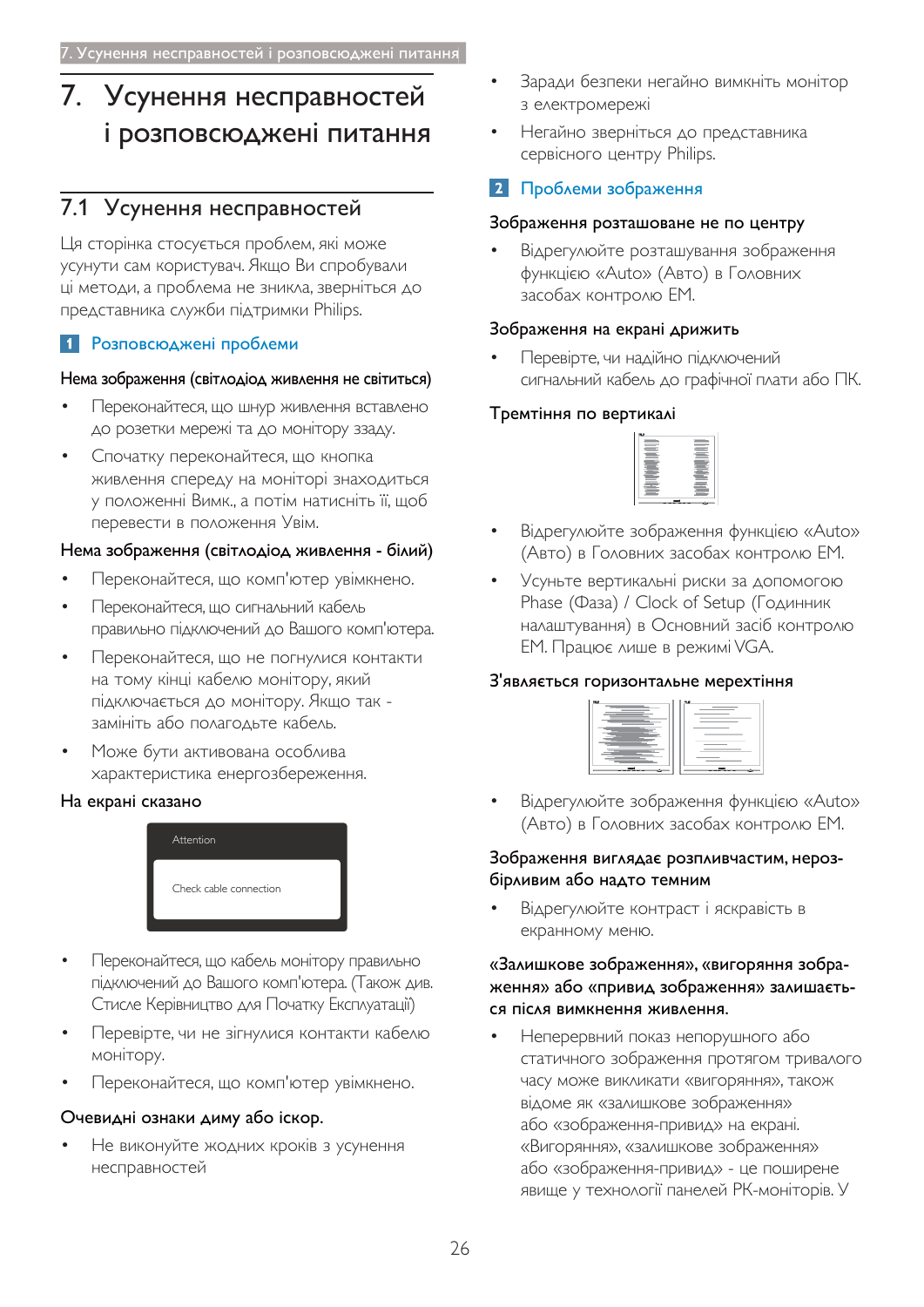# 7. Усунення несправностей і розповсюджені питання

## 7.1 Усунення несправностей

Ця сторінка стосується проблем, які може усунути сам користувач. Якщо Ви спробували ці методи, а проблема не зникла, зверніться до представника служби підтримки Philips.

### 1 Розповсюджені проблеми

**Нема зображення (світлодіод живлення не світиться)**

- Переконайтеся, що шнур живлення вставлено до розетки мережі та до монітору ззаду.
- Спочатку переконайтеся, що кнопка живлення спереду на моніторі знаходиться у положенні Вимк., а потім натисніть її, щоб перевести в положення Увім.

**Нема зображення (світлодіод живлення - білий)**

- Переконайтеся, що комп'ютер увімкнено.
- Переконайтеся, що сигнальний кабель правильно підключений до Вашого комп'ютера.
- Переконайтеся, що не погнулися контакти на тому кінці кабелю монітору, який підключається до монітору. Якщо так - замініть або полагодьте кабель.
- Може бути активована особлива характеристика енергозбереження.

**На екрані сказано**

Attention

Check cable connection

- Переконайтеся, що кабель монітору правильно підключений до Вашого комп'ютера. (Також див. Стисле Керівництво для Початку Експлуатації)
- Перевірте, чи не зігнулися контакти кабелю монітору.
- Переконайтеся, що комп'ютер увімкнено.

**Очевидні ознаки диму або іскор.**

- Не виконуйте жодних кроків з усунення несправностей
- Заради безпеки негайно вимкніть монітор з електромережі
- Негайно зверніться до представника сервісного центру Philips.

### 2 Проблеми зображення

**Зображення розташоване не по центру**

- Відрегулюйте розташування зображення функцією «Auto» (Авто) в Головних засобах контролю ЕМ.

**Зображення на екрані дрижить**

- Перевірте, чи надійно підключений сигнальний кабель до графічної плати або ПК.

**Тремтіння по вертикалі**

- Відрегулюйте зображення функцією «Auto» (Авто) в Головних засобах контролю ЕМ.
- Усуньте вертикальні риски за допомогою Phase (Фаза) / Clock of Setup (Годинник налаштування) в Основний засіб контролю ЕМ. Працює лише в режимі VGA.

**З'являється горизонтальне мерехтіння**

- Відрегулюйте зображення функцією «Auto» (Авто) в Головних засобах контролю ЕМ.

**Зображення виглядає розплівчастим, нерозбірливим або надто темним**

- Відрегулюйте контраст і яскравість в екранному меню.

**«Залишкове зображення», «вигоряння зображення» або «привид зображення» залишається після вимкнення живлення.**

- Неперервний показ непорушного або статичного зображення протягом тривалого часу може викликати «вигоряння», також відоме як «залишкове зображення» або «зображення-привид» на екрані. «Вигоряння», «залишкове зображення» або «зображення-привид» - це поширене явище у технології панелей РК-моніторів. У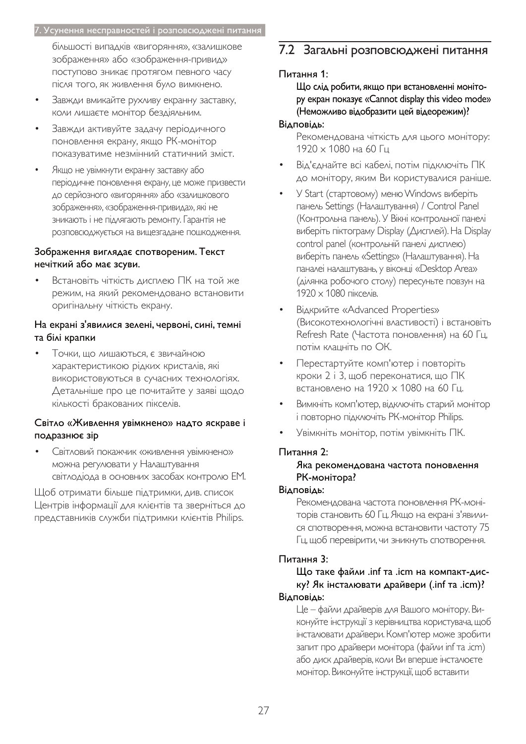більшості випадків «вигоряння», «залишкове зображення» або «зображення-привид» поступово зникає протягом певного часу після того, як живлення було вимкнено.

- Завжди вмикайте рухливу екранну заставку, коли лишаєте монітор бездіяльним.
- Завжди активуйте задачу періодичного поновлення екрану, якщо РК-монітор показуватиме незмінний статичний зміст.
- Якщо не увімкнути екранну заставку або періодичне поновлення екрану, це може призвести до серйозного «вигоряння» або «залишкового зображення», «зображення-привида», які не зникають і не підлягають ремонту. Гарантія не розповсюджується на вищезгадане пошкодження.

**Зображення виглядає спотвореним. Текст нечіткий або має зсуви.**

- Встановіть чіткість дисплею ПК на той же режим, на який рекомендовано встановити оригінальну чіткість екрану.

**На екрані з'явилися зелені, червоні, сині, темні та білі крапки**

- Точки, що лишаються, є звичайною характеристикою рідких кристалів, які використовуються в сучасних технологіях. Детальніше про це почитайте у заяві щодо кількості бракованих пікселів.

**Світло «Живлення увімкнено» надто яскраве і подразнює зір**

- Світловий покажчик «живлення увімкнено» можна регулювати у Налаштування світлодіода в основних засобах контролю ЕМ.

Щоб отримати більше підтримки, див. список Центрів інформації для клієнтів та зверніться до представників служби підтримки клієнтів Philips.

## 7.2 Загальні розповсюджені питання

Питання 1:

**Що слід робити, якщо при встановленні монітору екран показує «Cannot display this video mode» (Неможливо відобразити цей відеорежим)?**

Відповідь:

Рекомендована чіткість для цього монітору: 1920 x 1080 на 60 Гц

- Від'єднайте всі кабелі, потім підключіть ПК до монітору, яким Ви користувалися раніше.
- У Start (стартовому) меню Windows виберіть панель Settings (Налаштування) / Control Panel (Контрольна панель). У Вікні контрольної панелі виберіть піктограму Display (Дисплей). На Display control panel (контрольній панелі дисплею) виберіть панель «Settings» (Налаштування). На паналеі налаштувань, у віконці «Desktop Area» (ділянка робочого столу) пересуньте повзун на 1920 x 1080 пікселів.
- Відкрийте «Advanced Properties» (Високотехнологічні властивості) і встановіть Refresh Rate (Частота поновлення) на 60 Гц, потім клацніть по OK.
- Перестартуйте комп'ютер і повторіть кроки 2 і 3, щоб переконатися, що ПК встановлено на 1920 x 1080 на 60 Гц.
- Вимкніть комп'ютер, відключіть старий монітор і повторно підключіть РК-монітор Philips.
- Увімкніть монітор, потім увімкніть ПК.

Питання 2:

**Яка рекомендована частота поновлення РК-монітора?**

Відповідь:

Рекомендована частота поновлення РК-моніторів становить 60 Гц. Якщо на екрані з'явилися спотворення, можна встановити частоту 75 Гц, щоб перевірити, чи зникнуть спотворення.

Питання 3:

**Що таке файли .inf та .icm на компакт-диску? Як інсталювати драйвери (.inf та .icm)?**

Відповідь:

Це – файли драйверів для Вашого монітору. Виконуйте інструкції з керівництва користувача, щоб інсталювати драйвери. Комп'ютер може зробити запит про драйвери монітора (файли inf та .icm) або диск драйверів, коли Ви вперше інсталюєте монітор. Виконуйте інструкції, щоб вставити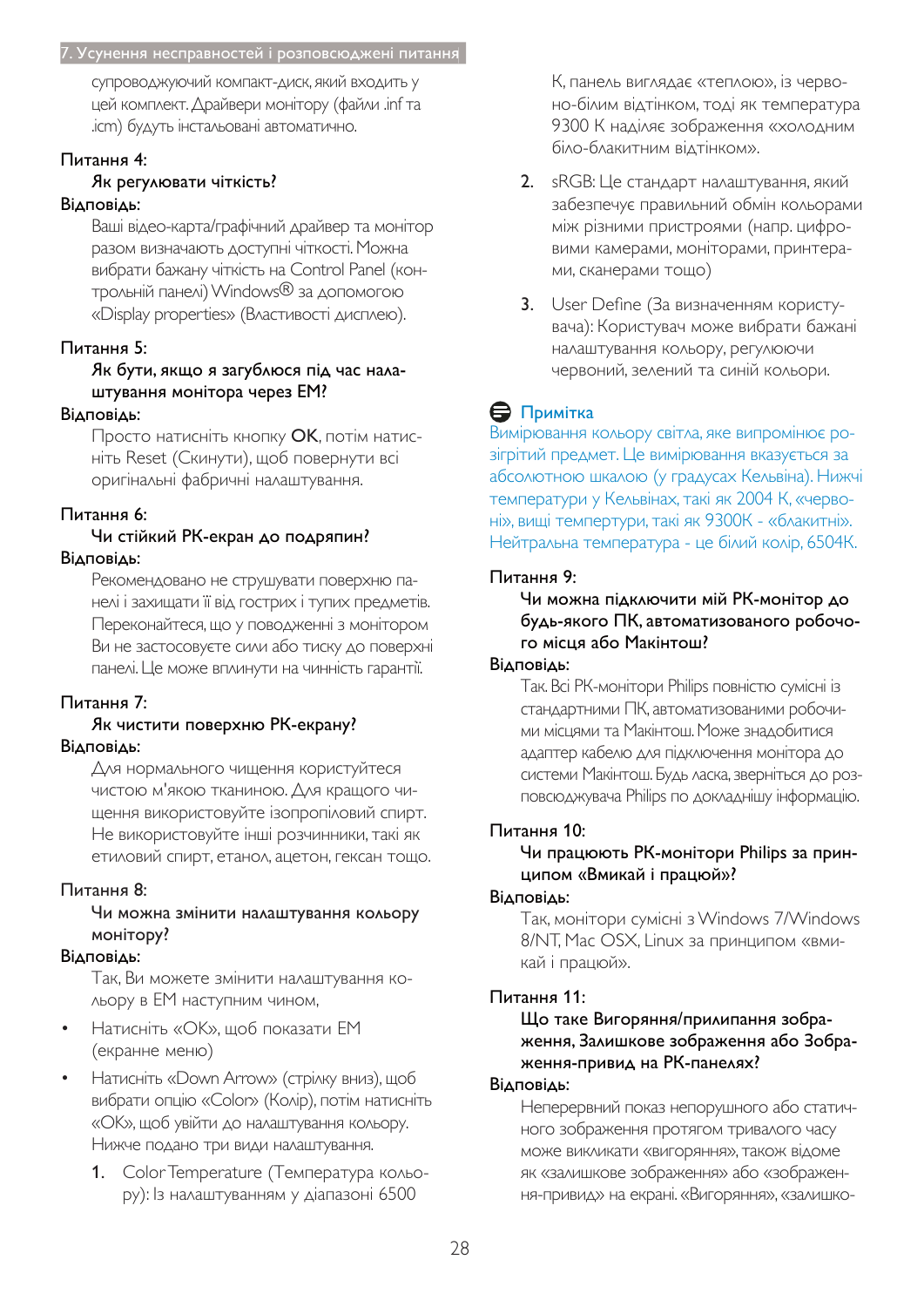супроводжуючий компакт-диск, який входить у цей комплект. Драйвери монітору (файли .inf та .icm) будуть інстальовані автоматично.

Питання 4:

**Як регулювати чіткість?**

Відповідь:

Ваші відео-карта/графічний драйвер та монітор разом визначають доступні чіткості. Можна вибрати бажану чіткість на Control Panel (контрольній панелі) Windows® за допомогою «Display properties» (Властивості дисплею).

Питання 5:

**Як бути, якщо я загублюся під час налаштування монітора через ЕМ?**

Відповідь:

Просто натисніть кнопку **OK**, потім натисніть Reset (Скинути), щоб повернути всі оригінальні фабричні налаштування.

Питання 6:

**Чи стійкий РК-екран до подряпин?**

Відповідь:

Рекомендовано не струшувати поверхню панелі і захищати її від гострих і тупих предметів. Переконайтеся, що у поводженні з монітором Ви не застосовуєте сили або тиску до поверхні панелі. Це може вплинути на чинність гарантії.

Питання 7:

**Як чистити поверхню РК-екрану?**

Відповідь:

Для нормального чищення користуйтеся чистою м'якою тканиною. Для кращого чищення використовуйте ізопропіловий спирт. Не використовуйте інші розчинники, такі як етиловий спирт, етанол, ацетон, гексан тощо.

Питання 8:

**Чи можна змінити налаштування кольору монітору?**

Відповідь:

Так, Ви можете змінити налаштування кольору в ЕМ наступним чином,

- Натисніть «OK», щоб показати ЕМ (екранне меню)
- Натисніть «Down Arrow» (стрілку вниз), щоб вибрати опцію «Color» (Колір), потім натисніть «OK», щоб увійти до налаштування кольору. Нижче подано три види налаштування.

1. Color Temperature (Температура кольору): Із налаштуванням у діапазоні 6500 К, панель виглядає «теплою», із червоно-білим відтінком, тоді як температура 9300 К надіяє зображення «холодним біло-блакитним відтінком».
2. sRGB: Це стандарт налаштування, який забезпечує правильний обмін кольорами між різними пристроями (напр. цифровими камерами, моніторами, принтерами, сканерами тощо)
3. User Define (За визначенням користувача): Користувач може вибрати бажані налаштування кольору, регулюючи червоний, зелений та синій кольори.

**Примітка**

Вимірювання кольору світла, яке випромінює розігрітий предмет. Це вимірювання вказується за абсолютною шкалою (у градусах Кельвіна). Нижчі температури у Кельвінах, такі як 2004 K, «червоні», вищі темпертури, такі як 9300K - «блакитні». Нейтральна температура - це білий колір, 6504K.

Питання 9:

**Чи можна підключити мій РК-монітор до будь-якого ПК, автоматизованого робочого місця або Макінтош?**

Відповідь:

Так. Всі РК-монітори Philips повністю сумісні із стандартними ПК, автоматизованими робочими місцями та Макінтош. Може знадобитися адаптер кабелю для підключення монітора до системи Макінтош. Будь ласка, зверніться до розповсюджувача Philips по докладнішу інформацію.

Питання 10:

**Чи працюють РК-монітори Philips за принципом «Вмикай і працюй»?**

Відповідь:

Так, монітори сумісні з Windows 7/Windows 8/NT, Mac OSX, Linux за принципом «вмикай і працюй».

Питання 11:

**Що таке Вигоряння/прилипання зображення, Залишкове зображення або Зображення-привид на РК-панелях?**

Відповідь:

Неперервний показ непорушного або статичного зображення протягом тривалого часу може викликати «вигоряння», також відоме як «залишкове зображення» або «зображення-привид» на екрані. «Вигоряння», «залишко-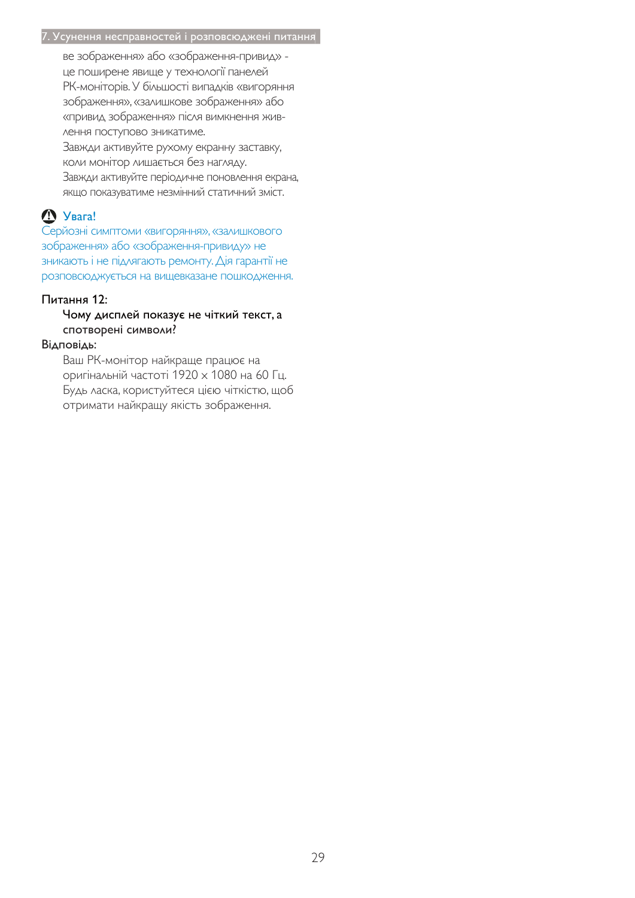ве зображення» або «зображення-привид» - це поширене явище у технології панелей РК-моніторів. У більшості випадків «вигоряння зображення», «залишкове зображення» або «привид зображення» після вимкнення живлення поступово зникатиме.

Завжди активуйте рухому екранну заставку, коли монітор лишається без нагляду.

Завжди активуйте періодичне поновлення екрана, якщо показуватиме незмінний статичний зміст.

**Увага!**

Серйозні симптоми «вигоряння», «залишкового зображення» або «зображення-привиду» не зникають і не підлягають ремонту. Дія гарантії не розповсюджується на вищевказане пошкодження.

Питання 12:

**Чому дисплей показує не чіткий текст, а спотворені символи?**

Відповідь:

Ваш РК-монітор найкраще працює на оригінальній частоті 1920 x 1080 на 60 Гц. Будь ласка, користуйтеся цією чіткістю, щоб отримати найкращу якість зображення.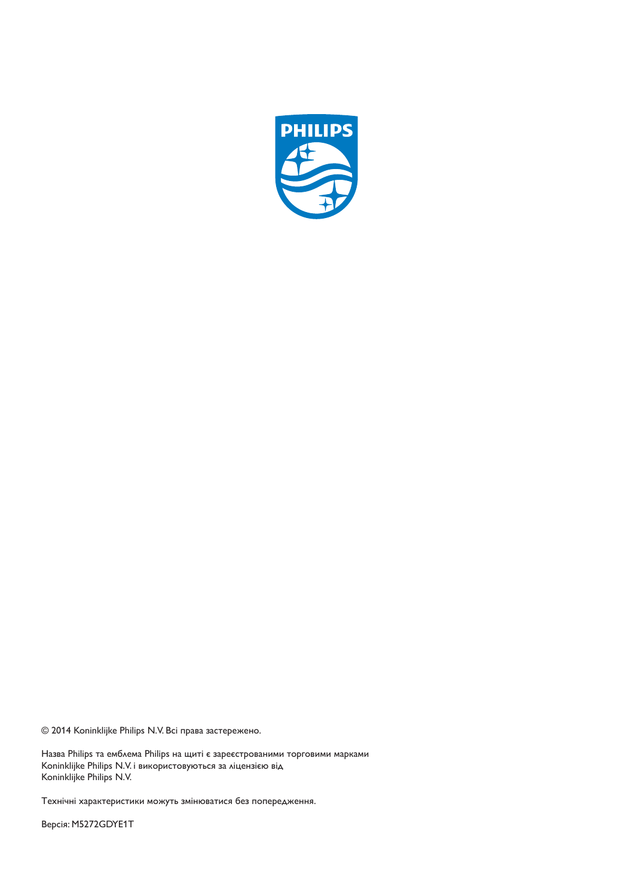© 2014 Koninklijke Philips N.V. Всі права застережено.

Назва Philips та емблема Philips на щиті є зареєстрованими торговими марками Koninklijke Philips N.V. і використовуються за ліцензією від Koninklijke Philips N.V.

Технічні характеристики можуть змінюватися без попередження.

Версія: M5272GDYE1T